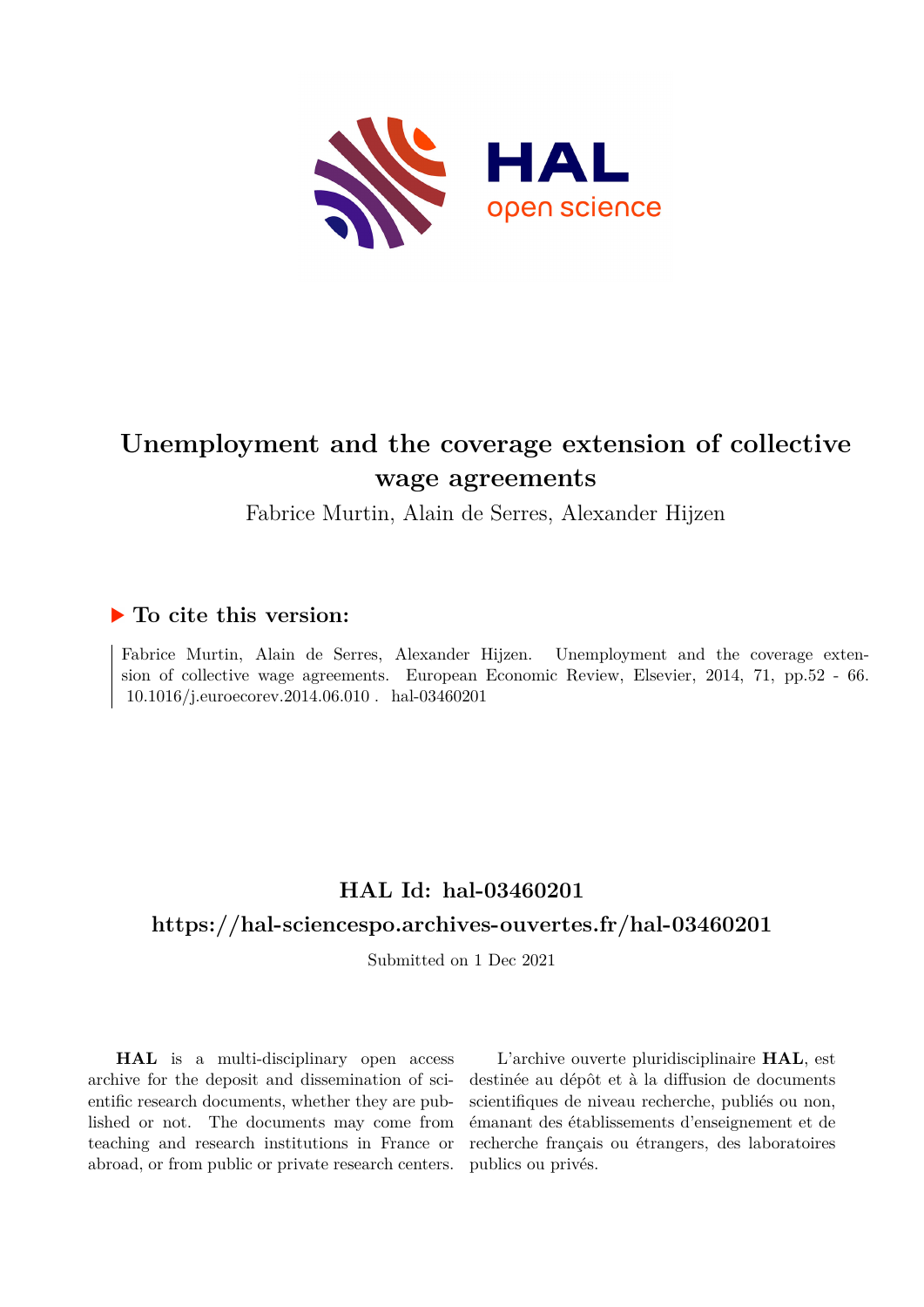# Unemployment and the coverage extension of collective wage agreements

Fabrice Murtin, Alain de Serres, Alexander Hijzen

## ▶ To cite this version:

Fabrice Murtin, Alain de Serres, Alexander Hijzen. Unemployment and the coverage extension of collective wage agreements. European Economic Review, Elsevier, 2014, 71, pp.52 - 66. 10.1016/j.euroecorev.2014.06.010 . hal-03460201

## HAL Id: hal-03460201

## https://hal-sciencespo.archives-ouvertes.fr/hal-03460201

Submitted on 1 Dec 2021

**HAL** is a multi-disciplinary open access archive for the deposit and dissemination of scientific research documents, whether they are published or not. The documents may come from teaching and research institutions in France or abroad, or from public or private research centers.

L'archive ouverte pluridisciplinaire **HAL**, est destinée au dépôt et à la diffusion de documents scientifiques de niveau recherche, publiés ou non, émanant des établissements d'enseignement et de recherche français ou étrangers, des laboratoires publics ou privés.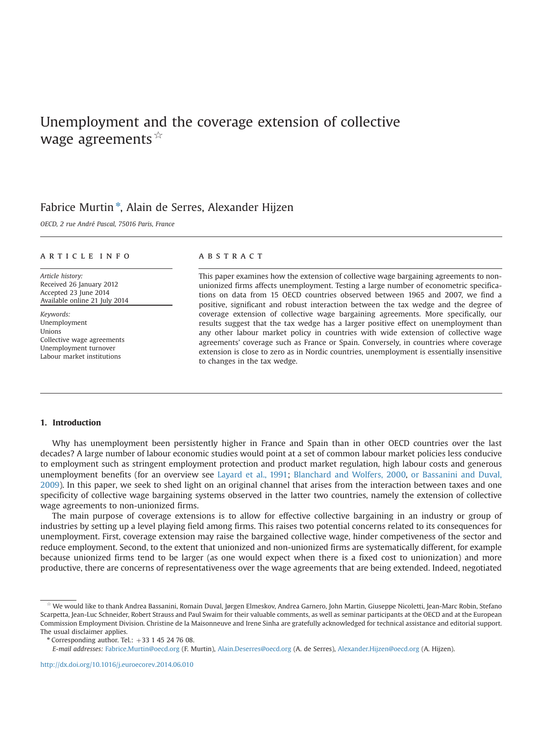# Unemployment and the coverage extension of collective wage agreements ☆

Fabrice Murtin *, Alain de Serres, Alexander Hijzen

*OECD, 2 rue André Pascal, 75016 Paris, France*

---

**ARTICLE INFO**

*Article history:*
Received 26 January 2012
Accepted 23 June 2014
Available online 21 July 2014

*Keywords:*
Unemployment
Unions
Collective wage agreements
Unemployment turnover
Labour market institutions

**ABSTRACT**

This paper examines how the extension of collective wage bargaining agreements to non-unionized firms affects unemployment. Testing a large number of econometric specifications on data from 15 OECD countries observed between 1965 and 2007, we find a positive, significant and robust interaction between the tax wedge and the degree of coverage extension of collective wage bargaining agreements. More specifically, our results suggest that the tax wedge has a larger positive effect on unemployment than any other labour market policy in countries with wide extension of collective wage agreements' coverage such as France or Spain. Conversely, in countries where coverage extension is close to zero as in Nordic countries, unemployment is essentially insensitive to changes in the tax wedge.

---

## 1. Introduction

Why has unemployment been persistently higher in France and Spain than in other OECD countries over the last decades? A large number of labour economic studies would point at a set of common labour market policies less conducive to employment such as stringent employment protection and product market regulation, high labour costs and generous unemployment benefits (for an overview see Layard et al., 1991; Blanchard and Wolfers, 2000, or Bassanini and Duval, 2009). In this paper, we seek to shed light on an original channel that arises from the interaction between taxes and one specificity of collective wage bargaining systems observed in the latter two countries, namely the extension of collective wage agreements to non-unionized firms.

The main purpose of coverage extensions is to allow for effective collective bargaining in an industry or group of industries by setting up a level playing field among firms. This raises two potential concerns related to its consequences for unemployment. First, coverage extension may raise the bargained collective wage, hinder competiveness of the sector and reduce employment. Second, to the extent that unionized and non-unionized firms are systematically different, for example because unionized firms tend to be larger (as one would expect when there is a fixed cost to unionization) and more productive, there are concerns of representativeness over the wage agreements that are being extended. Indeed, negotiated

---

☆ We would like to thank Andrea Bassanini, Romain Duval, Jørgen Elmeskov, Andrea Garnero, John Martin, Giuseppe Nicoletti, Jean-Marc Robin, Stefano Scarpetta, Jean-Luc Schneider, Robert Strauss and Paul Swaim for their valuable comments, as well as seminar participants at the OECD and at the European Commission Employment Division. Christine de la Maisonneuve and Irene Sinha are gratefully acknowledged for technical assistance and editorial support. The usual disclaimer applies.

\* Corresponding author. Tel.: +33 1 45 24 76 08.
*E-mail addresses:* Fabrice.Murtin@oecd.org (F. Murtin), Alain.Deserres@oecd.org (A. de Serres), Alexander.Hijzen@oecd.org (A. Hijzen).

http://dx.doi.org/10.1016/j.euroecorev.2014.06.010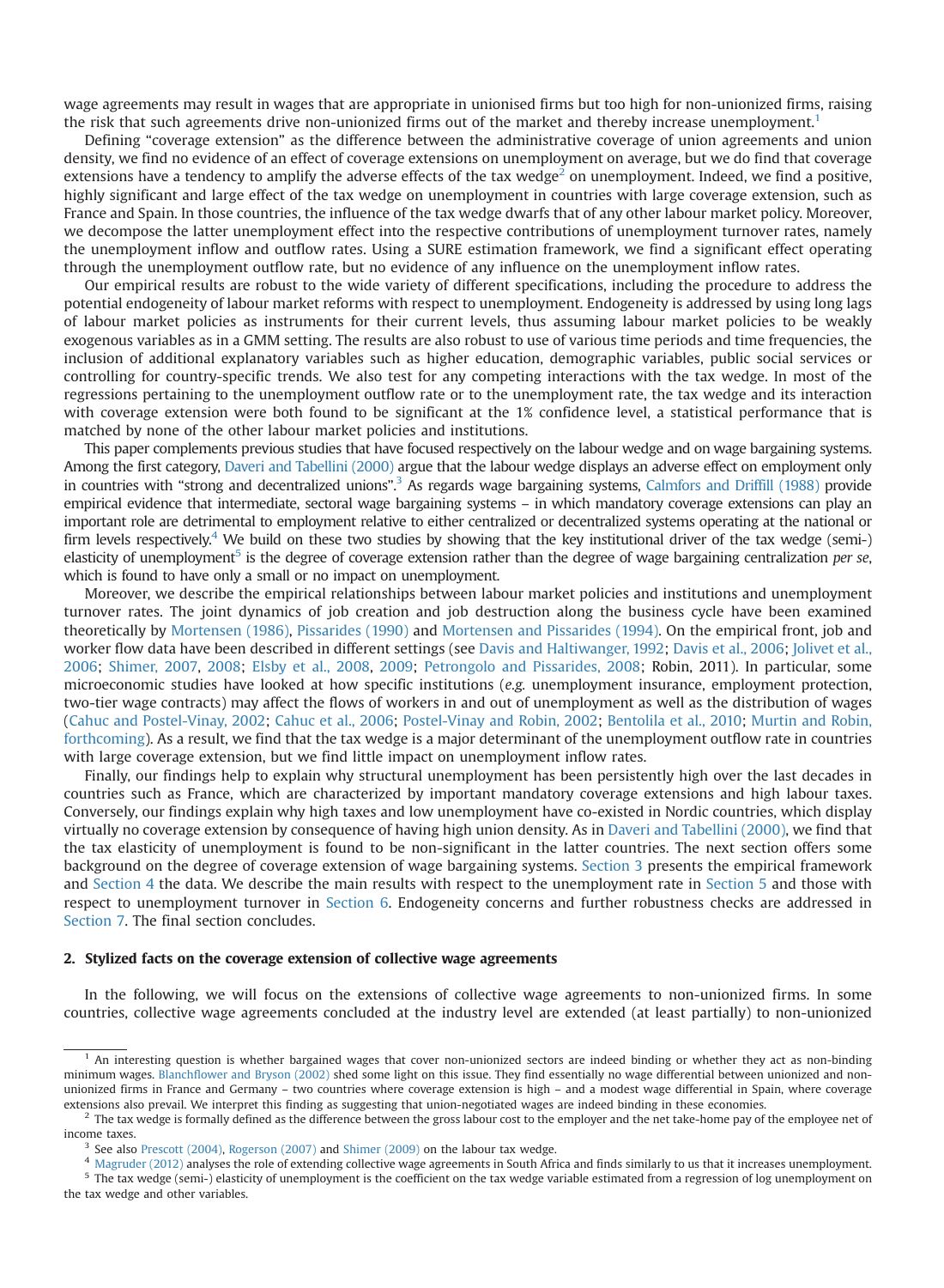wage agreements may result in wages that are appropriate in unionised firms but too high for non-unionized firms, raising the risk that such agreements drive non-unionized firms out of the market and thereby increase unemployment.[1]

Defining "coverage extension" as the difference between the administrative coverage of union agreements and union density, we find no evidence of an effect of coverage extensions on unemployment on average, but we do find that coverage extensions have a tendency to amplify the adverse effects of the tax wedge[2] on unemployment. Indeed, we find a positive, highly significant and large effect of the tax wedge on unemployment in countries with large coverage extension, such as France and Spain. In those countries, the influence of the tax wedge dwarfs that of any other labour market policy. Moreover, we decompose the latter unemployment effect into the respective contributions of unemployment turnover rates, namely the unemployment inflow and outflow rates. Using a SURE estimation framework, we find a significant effect operating through the unemployment outflow rate, but no evidence of any influence on the unemployment inflow rates.

Our empirical results are robust to the wide variety of different specifications, including the procedure to address the potential endogeneity of labour market reforms with respect to unemployment. Endogeneity is addressed by using long lags of labour market policies as instruments for their current levels, thus assuming labour market policies to be weakly exogenous variables as in a GMM setting. The results are also robust to use of various time periods and time frequencies, the inclusion of additional explanatory variables such as higher education, demographic variables, public social services or controlling for country-specific trends. We also test for any competing interactions with the tax wedge. In most of the regressions pertaining to the unemployment outflow rate or to the unemployment rate, the tax wedge and its interaction with coverage extension were both found to be significant at the 1% confidence level, a statistical performance that is matched by none of the other labour market policies and institutions.

This paper complements previous studies that have focused respectively on the labour wedge and on wage bargaining systems. Among the first category, Daveri and Tabellini (2000) argue that the labour wedge displays an adverse effect on employment only in countries with "strong and decentralized unions".[3] As regards wage bargaining systems, Calmfors and Driffill (1988) provide empirical evidence that intermediate, sectoral wage bargaining systems – in which mandatory coverage extensions can play an important role are detrimental to employment relative to either centralized or decentralized systems operating at the national or firm levels respectively.[4] We build on these two studies by showing that the key institutional driver of the tax wedge (semi-) elasticity of unemployment[5] is the degree of coverage extension rather than the degree of wage bargaining centralization *per se*, which is found to have only a small or no impact on unemployment.

Moreover, we describe the empirical relationships between labour market policies and institutions and unemployment turnover rates. The joint dynamics of job creation and job destruction along the business cycle have been examined theoretically by Mortensen (1986), Pissarides (1990) and Mortensen and Pissarides (1994). On the empirical front, job and worker flow data have been described in different settings (see Davis and Haltiwanger, 1992; Davis et al., 2006; Jolivet et al., 2006; Shimer, 2007, 2008; Elsby et al., 2008, 2009; Petrongolo and Pissarides, 2008; Robin, 2011). In particular, some microeconomic studies have looked at how specific institutions (*e.g.* unemployment insurance, employment protection, two-tier wage contracts) may affect the flows of workers in and out of unemployment as well as the distribution of wages (Cahuc and Postel-Vinay, 2002; Cahuc et al., 2006; Postel-Vinay and Robin, 2002; Bentolila et al., 2010; Murtin and Robin, forthcoming). As a result, we find that the tax wedge is a major determinant of the unemployment outflow rate in countries with large coverage extension, but we find little impact on unemployment inflow rates.

Finally, our findings help to explain why structural unemployment has been persistently high over the last decades in countries such as France, which are characterized by important mandatory coverage extensions and high labour taxes. Conversely, our findings explain why high taxes and low unemployment have co-existed in Nordic countries, which display virtually no coverage extension by consequence of having high union density. As in Daveri and Tabellini (2000), we find that the tax elasticity of unemployment is found to be non-significant in the latter countries. The next section offers some background on the degree of coverage extension of wage bargaining systems. Section 3 presents the empirical framework and Section 4 the data. We describe the main results with respect to the unemployment rate in Section 5 and those with respect to unemployment turnover in Section 6. Endogeneity concerns and further robustness checks are addressed in Section 7. The final section concludes.

## 2. Stylized facts on the coverage extension of collective wage agreements

In the following, we will focus on the extensions of collective wage agreements to non-unionized firms. In some countries, collective wage agreements concluded at the industry level are extended (at least partially) to non-unionized

---

[1] An interesting question is whether bargained wages that cover non-unionized sectors are indeed binding or whether they act as non-binding minimum wages. Blanchflower and Bryson (2002) shed some light on this issue. They find essentially no wage differential between unionized and non-unionized firms in France and Germany – two countries where coverage extension is high – and a modest wage differential in Spain, where coverage extensions also prevail. We interpret this finding as suggesting that union-negotiated wages are indeed binding in these economies.

[2] The tax wedge is formally defined as the difference between the gross labour cost to the employer and the net take-home pay of the employee net of income taxes.

[3] See also Prescott (2004), Rogerson (2007) and Shimer (2009) on the labour tax wedge.

[4] Magruder (2012) analyses the role of extending collective wage agreements in South Africa and finds similarly to us that it increases unemployment.

[5] The tax wedge (semi-) elasticity of unemployment is the coefficient on the tax wedge variable estimated from a regression of log unemployment on the tax wedge and other variables.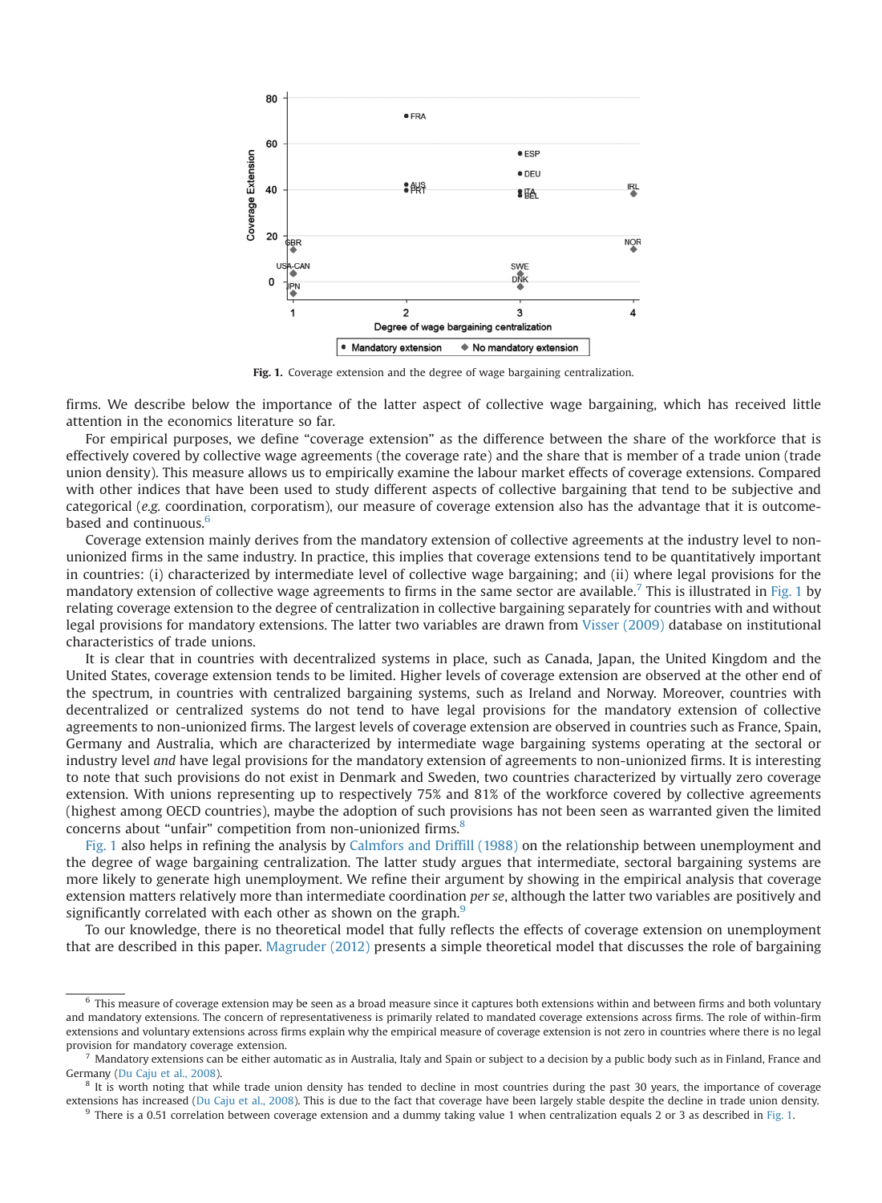80

60

40

20

0

Coverage Extension

FRA

ESP

DEU

AUS
PRT

ITA
BEL

IRL

GBR

NOR

USA-CAN

SWE

DNK

JPN

1

2

3

4

Degree of wage bargaining centralization

• Mandatory extension ◆ No mandatory extension

**Fig. 1.** Coverage extension and the degree of wage bargaining centralization.

firms. We describe below the importance of the latter aspect of collective wage bargaining, which has received little attention in the economics literature so far.

For empirical purposes, we define "coverage extension" as the difference between the share of the workforce that is effectively covered by collective wage agreements (the coverage rate) and the share that is member of a trade union (trade union density). This measure allows us to empirically examine the labour market effects of coverage extensions. Compared with other indices that have been used to study different aspects of collective bargaining that tend to be subjective and categorical (*e.g.* coordination, corporatism), our measure of coverage extension also has the advantage that it is outcome-based and continuous.[6]

Coverage extension mainly derives from the mandatory extension of collective agreements at the industry level to non-unionized firms in the same industry. In practice, this implies that coverage extensions tend to be quantitatively important in countries: (i) characterized by intermediate level of collective wage bargaining; and (ii) where legal provisions for the mandatory extension of collective wage agreements to firms in the same sector are available.[7] This is illustrated in Fig. 1 by relating coverage extension to the degree of centralization in collective bargaining separately for countries with and without legal provisions for mandatory extensions. The latter two variables are drawn from Visser (2009) database on institutional characteristics of trade unions.

It is clear that in countries with decentralized systems in place, such as Canada, Japan, the United Kingdom and the United States, coverage extension tends to be limited. Higher levels of coverage extension are observed at the other end of the spectrum, in countries with centralized bargaining systems, such as Ireland and Norway. Moreover, countries with decentralized or centralized systems do not tend to have legal provisions for the mandatory extension of collective agreements to non-unionized firms. The largest levels of coverage extension are observed in countries such as France, Spain, Germany and Australia, which are characterized by intermediate wage bargaining systems operating at the sectoral or industry level *and* have legal provisions for the mandatory extension of agreements to non-unionized firms. It is interesting to note that such provisions do not exist in Denmark and Sweden, two countries characterized by virtually zero coverage extension. With unions representing up to respectively 75% and 81% of the workforce covered by collective agreements (highest among OECD countries), maybe the adoption of such provisions has not been seen as warranted given the limited concerns about "unfair" competition from non-unionized firms.[8]

Fig. 1 also helps in refining the analysis by Calmfors and Driffill (1988) on the relationship between unemployment and the degree of wage bargaining centralization. The latter study argues that intermediate, sectoral bargaining systems are more likely to generate high unemployment. We refine their argument by showing in the empirical analysis that coverage extension matters relatively more than intermediate coordination *per se*, although the latter two variables are positively and significantly correlated with each other as shown on the graph.[9]

To our knowledge, there is no theoretical model that fully reflects the effects of coverage extension on unemployment that are described in this paper. Magruder (2012) presents a simple theoretical model that discusses the role of bargaining

---

[6] This measure of coverage extension may be seen as a broad measure since it captures both extensions within and between firms and both voluntary and mandatory extensions. The concern of representativeness is primarily related to mandated coverage extensions across firms. The role of within-firm extensions and voluntary extensions across firms explain why the empirical measure of coverage extension is not zero in countries where there is no legal provision for mandatory coverage extension.

[7] Mandatory extensions can be either automatic as in Australia, Italy and Spain or subject to a decision by a public body such as in Finland, France and Germany (Du Caju et al., 2008).

[8] It is worth noting that while trade union density has tended to decline in most countries during the past 30 years, the importance of coverage extensions has increased (Du Caju et al., 2008). This is due to the fact that coverage have been largely stable despite the decline in trade union density.

[9] There is a 0.51 correlation between coverage extension and a dummy taking value 1 when centralization equals 2 or 3 as described in Fig. 1.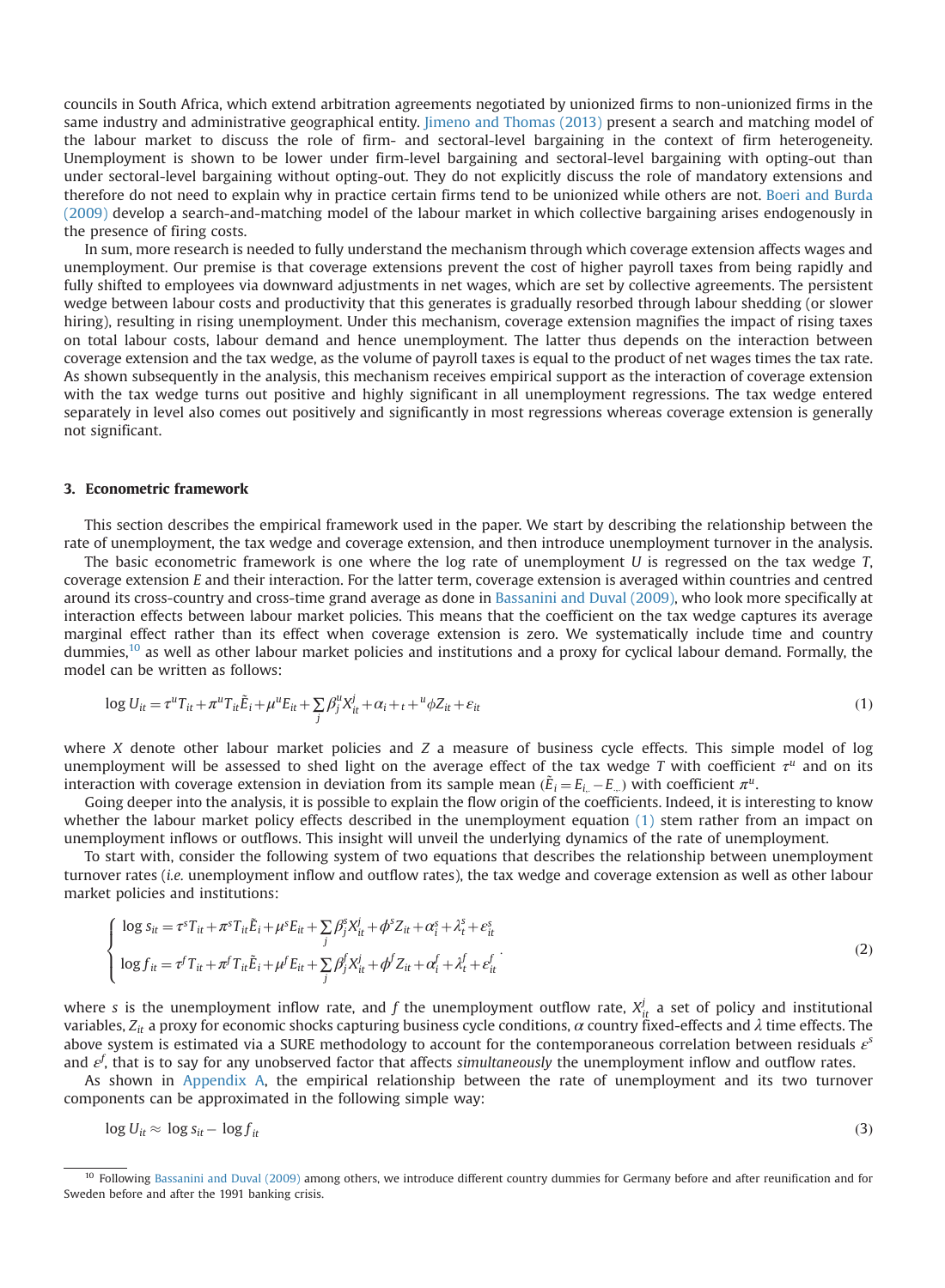councils in South Africa, which extend arbitration agreements negotiated by unionized firms to non-unionized firms in the same industry and administrative geographical entity. Jimeno and Thomas (2013) present a search and matching model of the labour market to discuss the role of firm- and sectoral-level bargaining in the context of firm heterogeneity. Unemployment is shown to be lower under firm-level bargaining and sectoral-level bargaining with opting-out than under sectoral-level bargaining without opting-out. They do not explicitly discuss the role of mandatory extensions and therefore do not need to explain why in practice certain firms tend to be unionized while others are not. Boeri and Burda (2009) develop a search-and-matching model of the labour market in which collective bargaining arises endogenously in the presence of firing costs.

In sum, more research is needed to fully understand the mechanism through which coverage extension affects wages and unemployment. Our premise is that coverage extensions prevent the cost of higher payroll taxes from being rapidly and fully shifted to employees via downward adjustments in net wages, which are set by collective agreements. The persistent wedge between labour costs and productivity that this generates is gradually resorbed through labour shedding (or slower hiring), resulting in rising unemployment. Under this mechanism, coverage extension magnifies the impact of rising taxes on total labour costs, labour demand and hence unemployment. The latter thus depends on the interaction between coverage extension and the tax wedge, as the volume of payroll taxes is equal to the product of net wages times the tax rate. As shown subsequently in the analysis, this mechanism receives empirical support as the interaction of coverage extension with the tax wedge turns out positive and highly significant in all unemployment regressions. The tax wedge entered separately in level also comes out positively and significantly in most regressions whereas coverage extension is generally not significant.

## 3. Econometric framework

This section describes the empirical framework used in the paper. We start by describing the relationship between the rate of unemployment, the tax wedge and coverage extension, and then introduce unemployment turnover in the analysis.

The basic econometric framework is one where the log rate of unemployment $U$ is regressed on the tax wedge $T$, coverage extension $E$ and their interaction. For the latter term, coverage extension is averaged within countries and centred around its cross-country and cross-time grand average as done in Bassanini and Duval (2009), who look more specifically at interaction effects between labour market policies. This means that the coefficient on the tax wedge captures its average marginal effect rather than its effect when coverage extension is zero. We systematically include time and country dummies,[10] as well as other labour market policies and institutions and a proxy for cyclical labour demand. Formally, the model can be written as follows:

$$\log U_{it} = \tau^u T_{it} + \pi^u T_{it} \tilde{E}_i + \mu^u E_{it} + \sum_j \beta_j^u X_{it}^j + \alpha_i + {}_t + {}^u \phi Z_{it} + \varepsilon_{it} \tag{1}$$

where $X$ denote other labour market policies and $Z$ a measure of business cycle effects. This simple model of log unemployment will be assessed to shed light on the average effect of the tax wedge $T$ with coefficient $\tau^u$ and on its interaction with coverage extension in deviation from its sample mean ($\tilde{E}_i = E_{i..} - E_{...}$) with coefficient $\pi^u$.

Going deeper into the analysis, it is possible to explain the flow origin of the coefficients. Indeed, it is interesting to know whether the labour market policy effects described in the unemployment equation (1) stem rather from an impact on unemployment inflows or outflows. This insight will unveil the underlying dynamics of the rate of unemployment.

To start with, consider the following system of two equations that describes the relationship between unemployment turnover rates (*i.e.* unemployment inflow and outflow rates), the tax wedge and coverage extension as well as other labour market policies and institutions:

$$\begin{cases} \log s_{it} = \tau^s T_{it} + \pi^s T_{it} \tilde{E}_i + \mu^s E_{it} + \sum_j \beta_j^s X_{it}^j + \phi^s Z_{it} + \alpha_i^s + \lambda_t^s + \varepsilon_{it}^s \\ \log f_{it} = \tau^f T_{it} + \pi^f T_{it} \tilde{E}_i + \mu^f E_{it} + \sum_j \beta_j^f X_{it}^j + \phi^f Z_{it} + \alpha_i^f + \lambda_t^f + \varepsilon_{it}^f \end{cases} \tag{2}$$

where $s$ is the unemployment inflow rate, and $f$ the unemployment outflow rate, $X_{it}^j$ a set of policy and institutional variables, $Z_{it}$ a proxy for economic shocks capturing business cycle conditions, $\alpha$ country fixed-effects and $\lambda$ time effects. The above system is estimated via a SURE methodology to account for the contemporaneous correlation between residuals $\varepsilon^s$ and $\varepsilon^f$, that is to say for any unobserved factor that affects *simultaneously* the unemployment inflow and outflow rates.

As shown in Appendix A, the empirical relationship between the rate of unemployment and its two turnover components can be approximated in the following simple way:

$$\log U_{it} \approx \log s_{it} - \log f_{it} \tag{3}$$

[10] Following Bassanini and Duval (2009) among others, we introduce different country dummies for Germany before and after reunification and for Sweden before and after the 1991 banking crisis.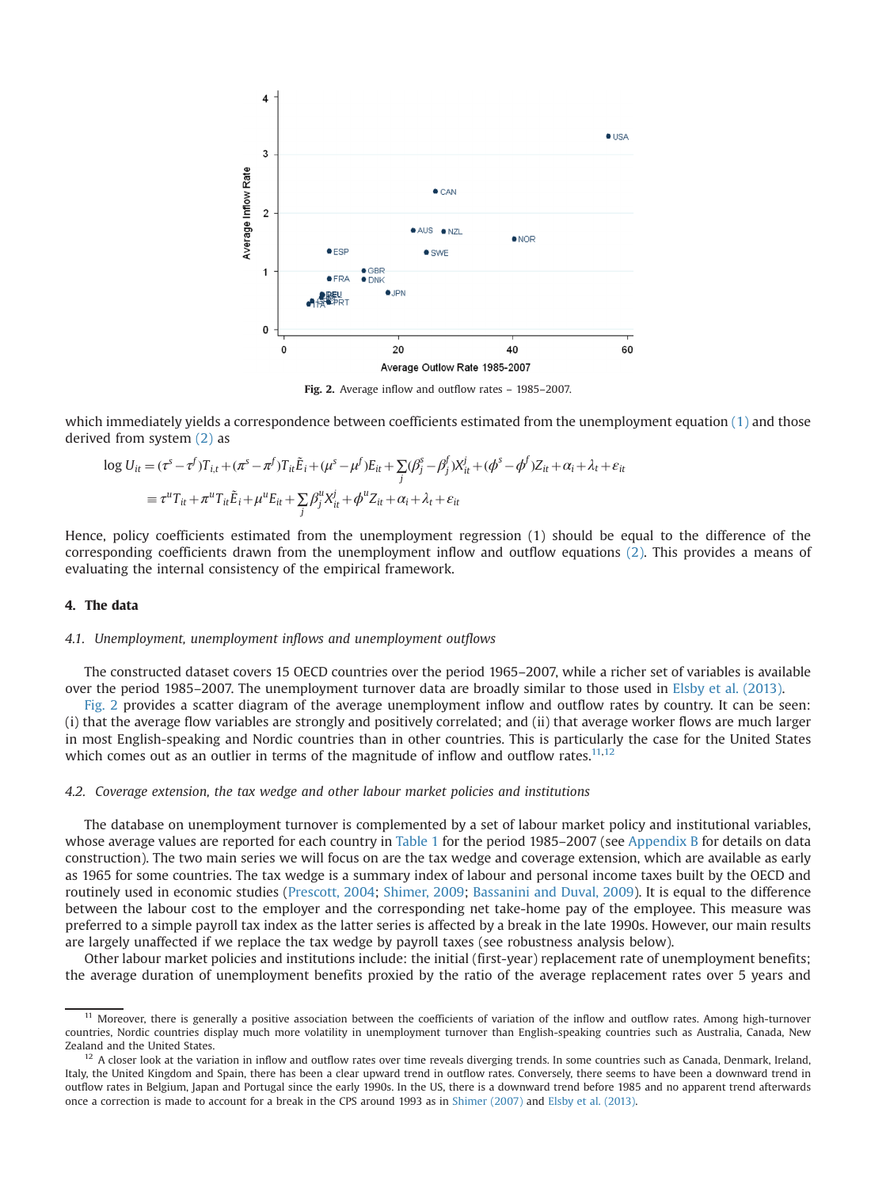Fig. 2. Average inflow and outflow rates – 1985–2007.

which immediately yields a correspondence between coefficients estimated from the unemployment equation (1) and those derived from system (2) as

$$\log U_{it} = (\tau^s - \tau^f)T_{i,t} + (\pi^s - \pi^f)T_{it}\tilde{E}_i + (\mu^s - \mu^f)E_{it} + \sum_j(\beta_j^s - \beta_j^f)X_{it}^j + (\phi^s - \phi^f)Z_{it} + \alpha_i + \lambda_t + \varepsilon_{it}$$

$$\equiv \tau^u T_{it} + \pi^u T_{it}\tilde{E}_i + \mu^u E_{it} + \sum_j \beta_j^u X_{it}^j + \phi^u Z_{it} + \alpha_i + \lambda_t + \varepsilon_{it}$$

Hence, policy coefficients estimated from the unemployment regression (1) should be equal to the difference of the corresponding coefficients drawn from the unemployment inflow and outflow equations (2). This provides a means of evaluating the internal consistency of the empirical framework.

## 4. The data

### 4.1. Unemployment, unemployment inflows and unemployment outflows

The constructed dataset covers 15 OECD countries over the period 1965–2007, while a richer set of variables is available over the period 1985–2007. The unemployment turnover data are broadly similar to those used in Elsby et al. (2013).

Fig. 2 provides a scatter diagram of the average unemployment inflow and outflow rates by country. It can be seen: (i) that the average flow variables are strongly and positively correlated; and (ii) that average worker flows are much larger in most English-speaking and Nordic countries than in other countries. This is particularly the case for the United States which comes out as an outlier in terms of the magnitude of inflow and outflow rates.[11,12]

### 4.2. Coverage extension, the tax wedge and other labour market policies and institutions

The database on unemployment turnover is complemented by a set of labour market policy and institutional variables, whose average values are reported for each country in Table 1 for the period 1985–2007 (see Appendix B for details on data construction). The two main series we will focus on are the tax wedge and coverage extension, which are available as early as 1965 for some countries. The tax wedge is a summary index of labour and personal income taxes built by the OECD and routinely used in economic studies (Prescott, 2004; Shimer, 2009; Bassanini and Duval, 2009). It is equal to the difference between the labour cost to the employer and the corresponding net take-home pay of the employee. This measure was preferred to a simple payroll tax index as the latter series is affected by a break in the late 1990s. However, our main results are largely unaffected if we replace the tax wedge by payroll taxes (see robustness analysis below).

Other labour market policies and institutions include: the initial (first-year) replacement rate of unemployment benefits; the average duration of unemployment benefits proxied by the ratio of the average replacement rates over 5 years and

---

[11] Moreover, there is generally a positive association between the coefficients of variation of the inflow and outflow rates. Among high-turnover countries, Nordic countries display much more volatility in unemployment turnover than English-speaking countries such as Australia, Canada, New Zealand and the United States.

[12] A closer look at the variation in inflow and outflow rates over time reveals diverging trends. In some countries such as Canada, Denmark, Ireland, Italy, the United Kingdom and Spain, there has been a clear upward trend in outflow rates. Conversely, there seems to have been a downward trend in outflow rates in Belgium, Japan and Portugal since the early 1990s. In the US, there is a downward trend before 1985 and no apparent trend afterwards once a correction is made to account for a break in the CPS around 1993 as in Shimer (2007) and Elsby et al. (2013).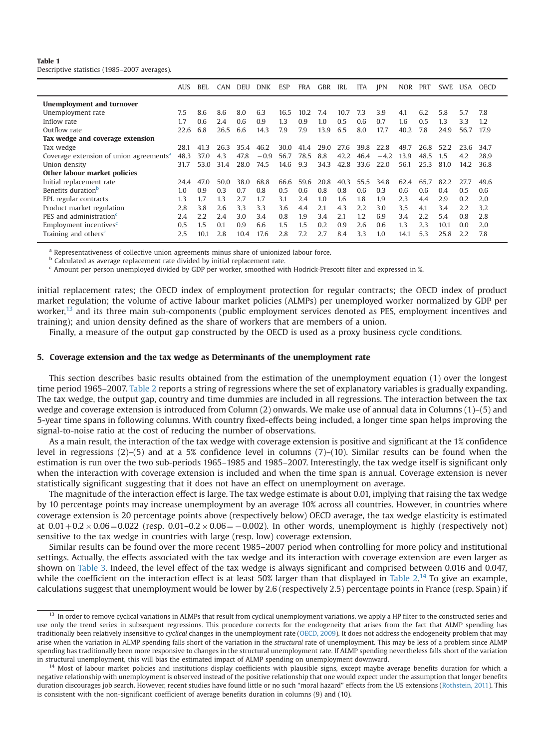**Table 1**
Descriptive statistics (1985–2007 averages).

| | AUS | BEL | CAN | DEU | DNK | ESP | FRA | GBR | IRL | ITA | JPN | NOR | PRT | SWE | USA | OECD |
|---|---|---|---|---|---|---|---|---|---|---|---|---|---|---|---|---|
| **Unemployment and turnover** | | | | | | | | | | | | | | | | |
| Unemployment rate | 7.5 | 8.6 | 8.6 | 8.0 | 6.3 | 16.5 | 10.2 | 7.4 | 10.7 | 7.3 | 3.9 | 4.1 | 6.2 | 5.8 | 5.7 | 7.8 |
| Inflow rate | 1.7 | 0.6 | 2.4 | 0.6 | 0.9 | 1.3 | 0.9 | 1.0 | 0.5 | 0.6 | 0.7 | 1.6 | 0.5 | 1.3 | 3.3 | 1.2 |
| Outflow rate | 22.6 | 6.8 | 26.5 | 6.6 | 14.3 | 7.9 | 7.9 | 13.9 | 6.5 | 8.0 | 17.7 | 40.2 | 7.8 | 24.9 | 56.7 | 17.9 |
| **Tax wedge and coverage extension** | | | | | | | | | | | | | | | | |
| Tax wedge | 28.1 | 41.3 | 26.3 | 35.4 | 46.2 | 30.0 | 41.4 | 29.0 | 27.6 | 39.8 | 22.8 | 49.7 | 26.8 | 52.2 | 23.6 | 34.7 |
| Coverage extension of union agreements[a] | 48.3 | 37.0 | 4.3 | 47.8 | −0.9 | 56.7 | 78.5 | 8.8 | 42.2 | 46.4 | −4.2 | 13.9 | 48.5 | 1.5 | 4.2 | 28.9 |
| Union density | 31.7 | 53.0 | 31.4 | 28.0 | 74.5 | 14.6 | 9.3 | 34.3 | 42.8 | 33.6 | 22.0 | 56.1 | 25.3 | 81.0 | 14.2 | 36.8 |
| **Other labour market policies** | | | | | | | | | | | | | | | | |
| Initial replacement rate | 24.4 | 47.0 | 50.0 | 38.0 | 68.8 | 66.6 | 59.6 | 20.8 | 40.3 | 55.5 | 34.8 | 62.4 | 65.7 | 82.2 | 27.7 | 49.6 |
| Benefits duration[b] | 1.0 | 0.9 | 0.3 | 0.7 | 0.8 | 0.5 | 0.6 | 0.8 | 0.8 | 0.6 | 0.3 | 0.6 | 0.6 | 0.4 | 0.5 | 0.6 |
| EPL regular contracts | 1.3 | 1.7 | 1.3 | 2.7 | 1.7 | 3.1 | 2.4 | 1.0 | 1.6 | 1.8 | 1.9 | 2.3 | 4.4 | 2.9 | 0.2 | 2.0 |
| Product market regulation | 2.8 | 3.8 | 2.6 | 3.3 | 3.3 | 3.6 | 4.4 | 2.1 | 4.3 | 2.2 | 3.0 | 3.5 | 4.1 | 3.4 | 2.2 | 3.2 |
| PES and administration[c] | 2.4 | 2.2 | 2.4 | 3.0 | 3.4 | 0.8 | 1.9 | 3.4 | 2.1 | 1.2 | 6.9 | 3.4 | 2.2 | 5.4 | 0.8 | 2.8 |
| Employment incentives[c] | 0.5 | 1.5 | 0.1 | 0.9 | 6.6 | 1.5 | 1.5 | 0.2 | 0.9 | 2.6 | 0.6 | 1.3 | 2.3 | 10.1 | 0.0 | 2.0 |
| Training and others[c] | 2.5 | 10.1 | 2.8 | 10.4 | 17.6 | 2.8 | 7.2 | 2.7 | 8.4 | 3.3 | 1.0 | 14.1 | 5.3 | 25.8 | 2.2 | 7.8 |

[a] Representativeness of collective union agreements minus share of unionized labour force.
[b] Calculated as average replacement rate divided by initial replacement rate.
[c] Amount per person unemployed divided by GDP per worker, smoothed with Hodrick-Prescott filter and expressed in %.

initial replacement rates; the OECD index of employment protection for regular contracts; the OECD index of product market regulation; the volume of active labour market policies (ALMPs) per unemployed worker normalized by GDP per worker,[13] and its three main sub-components (public employment services denoted as PES, employment incentives and training); and union density defined as the share of workers that are members of a union.

Finally, a measure of the output gap constructed by the OECD is used as a proxy business cycle conditions.

## 5. Coverage extension and the tax wedge as Determinants of the unemployment rate

This section describes basic results obtained from the estimation of the unemployment equation (1) over the longest time period 1965–2007. Table 2 reports a string of regressions where the set of explanatory variables is gradually expanding. The tax wedge, the output gap, country and time dummies are included in all regressions. The interaction between the tax wedge and coverage extension is introduced from Column (2) onwards. We make use of annual data in Columns (1)–(5) and 5-year time spans in following columns. With country fixed-effects being included, a longer time span helps improving the signal-to-noise ratio at the cost of reducing the number of observations.

As a main result, the interaction of the tax wedge with coverage extension is positive and significant at the 1% confidence level in regressions (2)–(5) and at a 5% confidence level in columns (7)–(10). Similar results can be found when the estimation is run over the two sub-periods 1965–1985 and 1985–2007. Interestingly, the tax wedge itself is significant only when the interaction with coverage extension is included and when the time span is annual. Coverage extension is never statistically significant suggesting that it does not have an effect on unemployment on average.

The magnitude of the interaction effect is large. The tax wedge estimate is about 0.01, implying that raising the tax wedge by 10 percentage points may increase unemployment by an average 10% across all countries. However, in countries where coverage extension is 20 percentage points above (respectively below) OECD average, the tax wedge elasticity is estimated at $0.01+0.2\times 0.06=0.022$ (resp. $0.01\text{–}0.2\times 0.06=-0.002$). In other words, unemployment is highly (respectively not) sensitive to the tax wedge in countries with large (resp. low) coverage extension.

Similar results can be found over the more recent 1985–2007 period when controlling for more policy and institutional settings. Actually, the effects associated with the tax wedge and its interaction with coverage extension are even larger as shown on Table 3. Indeed, the level effect of the tax wedge is always significant and comprised between 0.016 and 0.047, while the coefficient on the interaction effect is at least 50% larger than that displayed in Table 2.[14] To give an example, calculations suggest that unemployment would be lower by 2.6 (respectively 2.5) percentage points in France (resp. Spain) if

[13] In order to remove cyclical variations in ALMPs that result from cyclical unemployment variations, we apply a HP filter to the constructed series and use only the trend series in subsequent regressions. This procedure corrects for the endogeneity that arises from the fact that ALMP spending has traditionally been relatively insensitive to *cyclical* changes in the unemployment rate (OECD, 2009). It does not address the endogeneity problem that may arise when the variation in ALMP spending falls short of the variation in the *structural* rate of unemployment. This may be less of a problem since ALMP spending has traditionally been more responsive to changes in the structural unemployment rate. If ALMP spending nevertheless falls short of the variation in structural unemployment, this will bias the estimated impact of ALMP spending on unemployment downward.

[14] Most of labour market policies and institutions display coefficients with plausible signs, except maybe average benefits duration for which a negative relationship with unemployment is observed instead of the positive relationship that one would expect under the assumption that longer benefits duration discourages job search. However, recent studies have found little or no such "moral hazard" effects from the US extensions (Rothstein, 2011). This is consistent with the non-significant coefficient of average benefits duration in columns (9) and (10).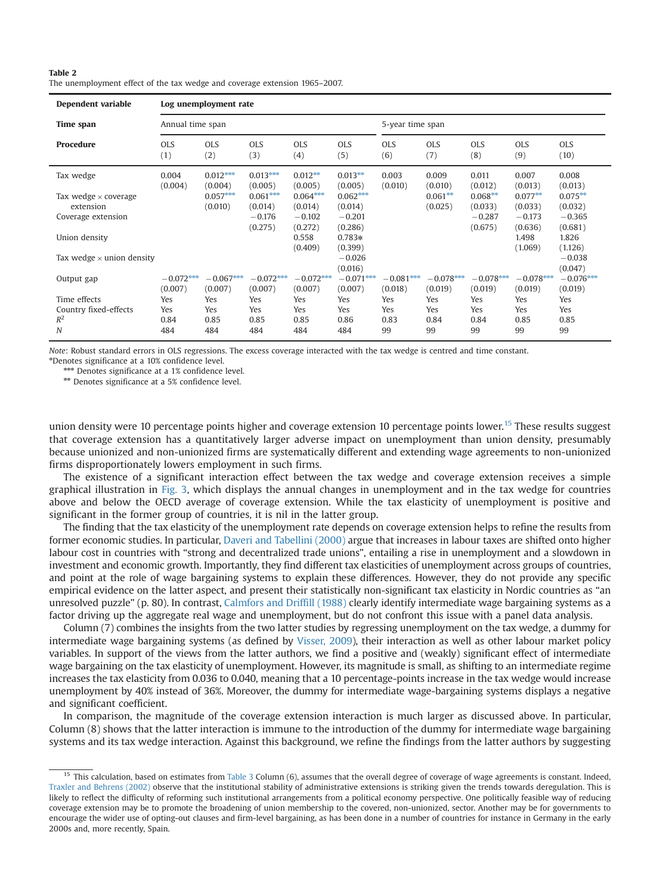**Table 2**
The unemployment effect of the tax wedge and coverage extension 1965–2007.

| Dependent variable | Log unemployment rate | | | | | | | | | |
|---|---|---|---|---|---|---|---|---|---|---|
| Time span | Annual time span | | | | | 5-year time span | | | | |
| Procedure | OLS (1) | OLS (2) | OLS (3) | OLS (4) | OLS (5) | OLS (6) | OLS (7) | OLS (8) | OLS (9) | OLS (10) |
| Tax wedge | 0.004 (0.004) | 0.012*** (0.004) | 0.013*** (0.005) | 0.012** (0.005) | 0.013** (0.005) | 0.003 (0.010) | 0.009 (0.010) | 0.011 (0.012) | 0.007 (0.013) | 0.008 (0.013) |
| Tax wedge × coverage extension | | 0.057*** (0.010) | 0.061*** (0.014) | 0.064*** (0.014) | 0.062*** (0.014) | | 0.061** (0.025) | 0.068** (0.033) | 0.077** (0.033) | 0.075** (0.032) |
| Coverage extension | | | −0.176 (0.275) | −0.102 (0.272) | −0.201 (0.286) | | | −0.287 (0.675) | −0.173 (0.636) | −0.365 (0.681) |
| Union density | | | | 0.558 (0.409) | 0.783* (0.399) | | | | 1.498 (1.069) | 1.826 (1.126) |
| Tax wedge × union density | | | | | −0.026 (0.016) | | | | | −0.038 (0.047) |
| Output gap | −0.072*** (0.007) | −0.067*** (0.007) | −0.072*** (0.007) | −0.072*** (0.007) | −0.071*** (0.007) | −0.081*** (0.018) | −0.078*** (0.019) | −0.078*** (0.019) | −0.078*** (0.019) | −0.076*** (0.019) |
| Time effects | Yes | Yes | Yes | Yes | Yes | Yes | Yes | Yes | Yes | Yes |
| Country fixed-effects | Yes | Yes | Yes | Yes | Yes | Yes | Yes | Yes | Yes | Yes |
| $R^2$ | 0.84 | 0.85 | 0.85 | 0.85 | 0.86 | 0.83 | 0.84 | 0.84 | 0.85 | 0.85 |
| $N$ | 484 | 484 | 484 | 484 | 484 | 99 | 99 | 99 | 99 | 99 |

*Note*: Robust standard errors in OLS regressions. The excess coverage interacted with the tax wedge is centred and time constant.
*Denotes significance at a 10% confidence level.
*** Denotes significance at a 1% confidence level.
** Denotes significance at a 5% confidence level.

union density were 10 percentage points higher and coverage extension 10 percentage points lower.[15] These results suggest that coverage extension has a quantitatively larger adverse impact on unemployment than union density, presumably because unionized and non-unionized firms are systematically different and extending wage agreements to non-unionized firms disproportionately lowers employment in such firms.

The existence of a significant interaction effect between the tax wedge and coverage extension receives a simple graphical illustration in Fig. 3, which displays the annual changes in unemployment and in the tax wedge for countries above and below the OECD average of coverage extension. While the tax elasticity of unemployment is positive and significant in the former group of countries, it is nil in the latter group.

The finding that the tax elasticity of the unemployment rate depends on coverage extension helps to refine the results from former economic studies. In particular, Daveri and Tabellini (2000) argue that increases in labour taxes are shifted onto higher labour cost in countries with "strong and decentralized trade unions", entailing a rise in unemployment and a slowdown in investment and economic growth. Importantly, they find different tax elasticities of unemployment across groups of countries, and point at the role of wage bargaining systems to explain these differences. However, they do not provide any specific empirical evidence on the latter aspect, and present their statistically non-significant tax elasticity in Nordic countries as "an unresolved puzzle" (p. 80). In contrast, Calmfors and Driffill (1988) clearly identify intermediate wage bargaining systems as a factor driving up the aggregate real wage and unemployment, but do not confront this issue with a panel data analysis.

Column (7) combines the insights from the two latter studies by regressing unemployment on the tax wedge, a dummy for intermediate wage bargaining systems (as defined by Visser, 2009), their interaction as well as other labour market policy variables. In support of the views from the latter authors, we find a positive and (weakly) significant effect of intermediate wage bargaining on the tax elasticity of unemployment. However, its magnitude is small, as shifting to an intermediate regime increases the tax elasticity from 0.036 to 0.040, meaning that a 10 percentage-points increase in the tax wedge would increase unemployment by 40% instead of 36%. Moreover, the dummy for intermediate wage-bargaining systems displays a negative and significant coefficient.

In comparison, the magnitude of the coverage extension interaction is much larger as discussed above. In particular, Column (8) shows that the latter interaction is immune to the introduction of the dummy for intermediate wage bargaining systems and its tax wedge interaction. Against this background, we refine the findings from the latter authors by suggesting

[15] This calculation, based on estimates from Table 3 Column (6), assumes that the overall degree of coverage of wage agreements is constant. Indeed, Traxler and Behrens (2002) observe that the institutional stability of administrative extensions is striking given the trends towards deregulation. This is likely to reflect the difficulty of reforming such institutional arrangements from a political economy perspective. One politically feasible way of reducing coverage extension may be to promote the broadening of union membership to the covered, non-unionized, sector. Another may be for governments to encourage the wider use of opting-out clauses and firm-level bargaining, as has been done in a number of countries for instance in Germany in the early 2000s and, more recently, Spain.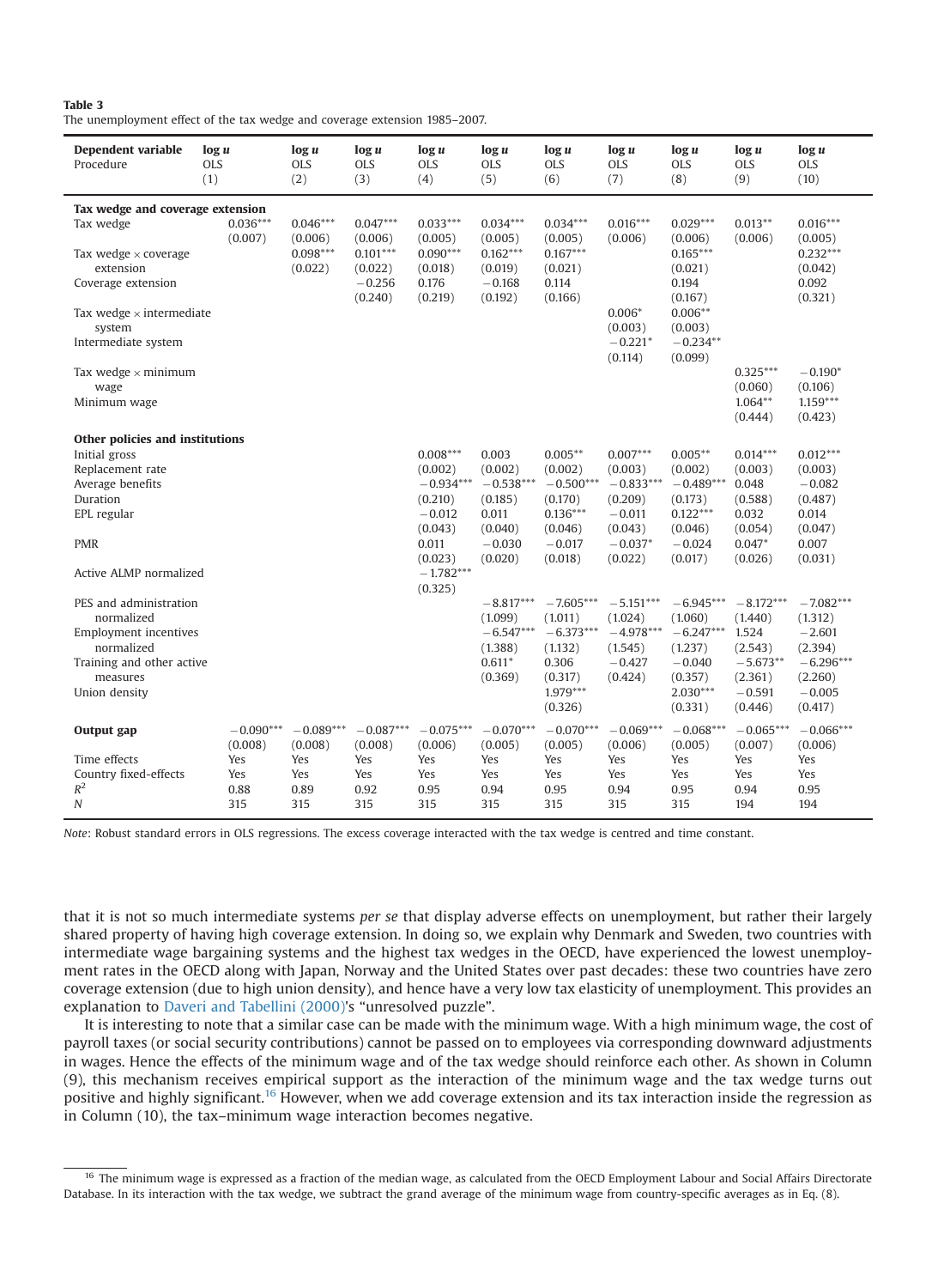**Table 3**
The unemployment effect of the tax wedge and coverage extension 1985–2007.

| Dependent variable<br>Procedure | log *u*<br>OLS<br>(1) | log *u*<br>OLS<br>(2) | log *u*<br>OLS<br>(3) | log *u*<br>OLS<br>(4) | log *u*<br>OLS<br>(5) | log *u*<br>OLS<br>(6) | log *u*<br>OLS<br>(7) | log *u*<br>OLS<br>(8) | log *u*<br>OLS<br>(9) | log *u*<br>OLS<br>(10) |
|---|---|---|---|---|---|---|---|---|---|---|
| **Tax wedge and coverage extension** | | | | | | | | | | |
| Tax wedge | 0.036*** | 0.046*** | 0.047*** | 0.033*** | 0.034*** | 0.034*** | 0.016*** | 0.029*** | 0.013** | 0.016*** |
| | (0.007) | (0.006) | (0.006) | (0.005) | (0.005) | (0.005) | (0.006) | (0.006) | (0.006) | (0.005) |
| Tax wedge × coverage extension | | 0.098*** | 0.101*** | 0.090*** | 0.162*** | 0.167*** | | 0.165*** | | 0.232*** |
| | | (0.022) | (0.022) | (0.018) | (0.019) | (0.021) | | (0.021) | | (0.042) |
| Coverage extension | | | −0.256 | 0.176 | −0.168 | 0.114 | | 0.194 | | 0.092 |
| | | | (0.240) | (0.219) | (0.192) | (0.166) | | (0.167) | | (0.321) |
| Tax wedge × intermediate system | | | | | | | 0.006* | 0.006** | | |
| | | | | | | | (0.003) | (0.003) | | |
| Intermediate system | | | | | | | −0.221* | −0.234** | | |
| | | | | | | | (0.114) | (0.099) | | |
| Tax wedge × minimum wage | | | | | | | | | 0.325*** | −0.190* |
| | | | | | | | | | (0.060) | (0.106) |
| Minimum wage | | | | | | | | | 1.064** | 1.159*** |
| | | | | | | | | | (0.444) | (0.423) |
| **Other policies and institutions** | | | | | | | | | | |
| Initial gross | | | | 0.008*** | 0.003 | 0.005** | 0.007*** | 0.005** | 0.014*** | 0.012*** |
| Replacement rate | | | | (0.002) | (0.002) | (0.002) | (0.003) | (0.002) | (0.003) | (0.003) |
| Average benefits | | | | −0.934*** | −0.538*** | −0.500*** | −0.833*** | −0.489*** | 0.048 | −0.082 |
| Duration | | | | (0.210) | (0.185) | (0.170) | (0.209) | (0.173) | (0.588) | (0.487) |
| EPL regular | | | | −0.012 | 0.011 | 0.136*** | −0.011 | 0.122*** | 0.032 | 0.014 |
| | | | | (0.043) | (0.040) | (0.046) | (0.043) | (0.046) | (0.054) | (0.047) |
| PMR | | | | 0.011 | −0.030 | −0.017 | −0.037* | −0.024 | 0.047* | 0.007 |
| | | | | (0.023) | (0.020) | (0.018) | (0.022) | (0.017) | (0.026) | (0.031) |
| Active ALMP normalized | | | | −1.782*** | | | | | | |
| | | | | (0.325) | | | | | | |
| PES and administration normalized | | | | | −8.817*** | −7.605*** | −5.151*** | −6.945*** | −8.172*** | −7.082*** |
| | | | | | (1.099) | (1.011) | (1.024) | (1.060) | (1.440) | (1.312) |
| Employment incentives normalized | | | | | −6.547*** | −6.373*** | −4.978*** | −6.247*** | 1.524 | −2.601 |
| | | | | | (1.388) | (1.132) | (1.545) | (1.237) | (2.543) | (2.394) |
| Training and other active measures | | | | | 0.611* | 0.306 | −0.427 | −0.040 | −5.673** | −6.296*** |
| | | | | | (0.369) | (0.317) | (0.424) | (0.357) | (2.361) | (2.260) |
| Union density | | | | | | 1.979*** | | 2.030*** | −0.591 | −0.005 |
| | | | | | | (0.326) | | (0.331) | (0.446) | (0.417) |
| **Output gap** | −0.090*** | −0.089*** | −0.087*** | −0.075*** | −0.070*** | −0.070*** | −0.069*** | −0.068*** | −0.065*** | −0.066*** |
| | (0.008) | (0.008) | (0.008) | (0.006) | (0.005) | (0.005) | (0.006) | (0.005) | (0.007) | (0.006) |
| Time effects | Yes | Yes | Yes | Yes | Yes | Yes | Yes | Yes | Yes | Yes |
| Country fixed-effects | Yes | Yes | Yes | Yes | Yes | Yes | Yes | Yes | Yes | Yes |
| $R^2$ | 0.88 | 0.89 | 0.92 | 0.95 | 0.94 | 0.95 | 0.94 | 0.95 | 0.94 | 0.95 |
| $N$ | 315 | 315 | 315 | 315 | 315 | 315 | 315 | 315 | 194 | 194 |

*Note*: Robust standard errors in OLS regressions. The excess coverage interacted with the tax wedge is centred and time constant.

that it is not so much intermediate systems *per se* that display adverse effects on unemployment, but rather their largely shared property of having high coverage extension. In doing so, we explain why Denmark and Sweden, two countries with intermediate wage bargaining systems and the highest tax wedges in the OECD, have experienced the lowest unemployment rates in the OECD along with Japan, Norway and the United States over past decades: these two countries have zero coverage extension (due to high union density), and hence have a very low tax elasticity of unemployment. This provides an explanation to Daveri and Tabellini (2000)'s "unresolved puzzle".

It is interesting to note that a similar case can be made with the minimum wage. With a high minimum wage, the cost of payroll taxes (or social security contributions) cannot be passed on to employees via corresponding downward adjustments in wages. Hence the effects of the minimum wage and of the tax wedge should reinforce each other. As shown in Column (9), this mechanism receives empirical support as the interaction of the minimum wage and the tax wedge turns out positive and highly significant.[16] However, when we add coverage extension and its tax interaction inside the regression as in Column (10), the tax–minimum wage interaction becomes negative.

[16] The minimum wage is expressed as a fraction of the median wage, as calculated from the OECD Employment Labour and Social Affairs Directorate Database. In its interaction with the tax wedge, we subtract the grand average of the minimum wage from country-specific averages as in Eq. (8).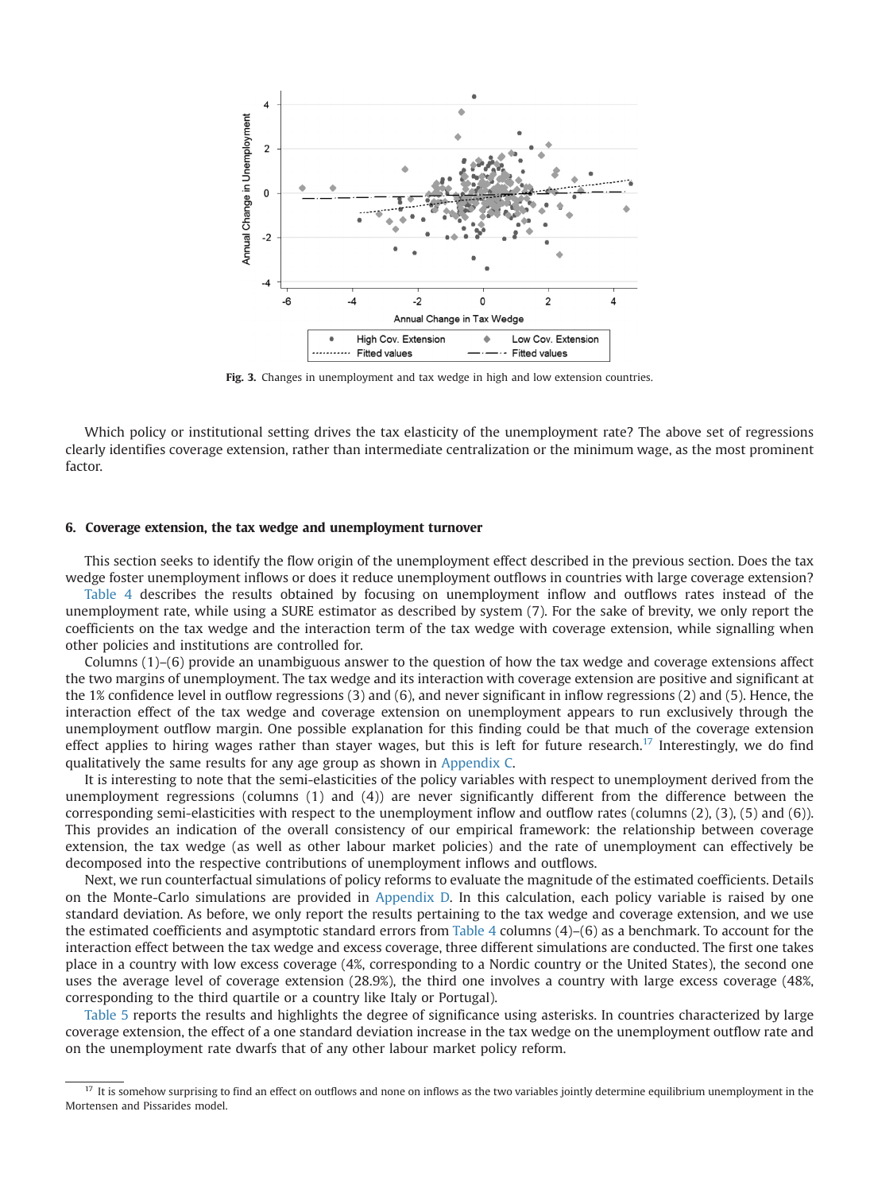Fig. 3. Changes in unemployment and tax wedge in high and low extension countries.

Which policy or institutional setting drives the tax elasticity of the unemployment rate? The above set of regressions clearly identifies coverage extension, rather than intermediate centralization or the minimum wage, as the most prominent factor.

## 6. Coverage extension, the tax wedge and unemployment turnover

This section seeks to identify the flow origin of the unemployment effect described in the previous section. Does the tax wedge foster unemployment inflows or does it reduce unemployment outflows in countries with large coverage extension? Table 4 describes the results obtained by focusing on unemployment inflow and outflows rates instead of the unemployment rate, while using a SURE estimator as described by system (7). For the sake of brevity, we only report the coefficients on the tax wedge and the interaction term of the tax wedge with coverage extension, while signalling when other policies and institutions are controlled for.

Columns (1)–(6) provide an unambiguous answer to the question of how the tax wedge and coverage extensions affect the two margins of unemployment. The tax wedge and its interaction with coverage extension are positive and significant at the 1% confidence level in outflow regressions (3) and (6), and never significant in inflow regressions (2) and (5). Hence, the interaction effect of the tax wedge and coverage extension on unemployment appears to run exclusively through the unemployment outflow margin. One possible explanation for this finding could be that much of the coverage extension effect applies to hiring wages rather than stayer wages, but this is left for future research.[17] Interestingly, we do find qualitatively the same results for any age group as shown in Appendix C.

It is interesting to note that the semi-elasticities of the policy variables with respect to unemployment derived from the unemployment regressions (columns (1) and (4)) are never significantly different from the difference between the corresponding semi-elasticities with respect to the unemployment inflow and outflow rates (columns (2), (3), (5) and (6)). This provides an indication of the overall consistency of our empirical framework: the relationship between coverage extension, the tax wedge (as well as other labour market policies) and the rate of unemployment can effectively be decomposed into the respective contributions of unemployment inflows and outflows.

Next, we run counterfactual simulations of policy reforms to evaluate the magnitude of the estimated coefficients. Details on the Monte-Carlo simulations are provided in Appendix D. In this calculation, each policy variable is raised by one standard deviation. As before, we only report the results pertaining to the tax wedge and coverage extension, and we use the estimated coefficients and asymptotic standard errors from Table 4 columns (4)–(6) as a benchmark. To account for the interaction effect between the tax wedge and excess coverage, three different simulations are conducted. The first one takes place in a country with low excess coverage (4%, corresponding to a Nordic country or the United States), the second one uses the average level of coverage extension (28.9%), the third one involves a country with large excess coverage (48%, corresponding to the third quartile or a country like Italy or Portugal).

Table 5 reports the results and highlights the degree of significance using asterisks. In countries characterized by large coverage extension, the effect of a one standard deviation increase in the tax wedge on the unemployment outflow rate and on the unemployment rate dwarfs that of any other labour market policy reform.

[17] It is somehow surprising to find an effect on outflows and none on inflows as the two variables jointly determine equilibrium unemployment in the Mortensen and Pissarides model.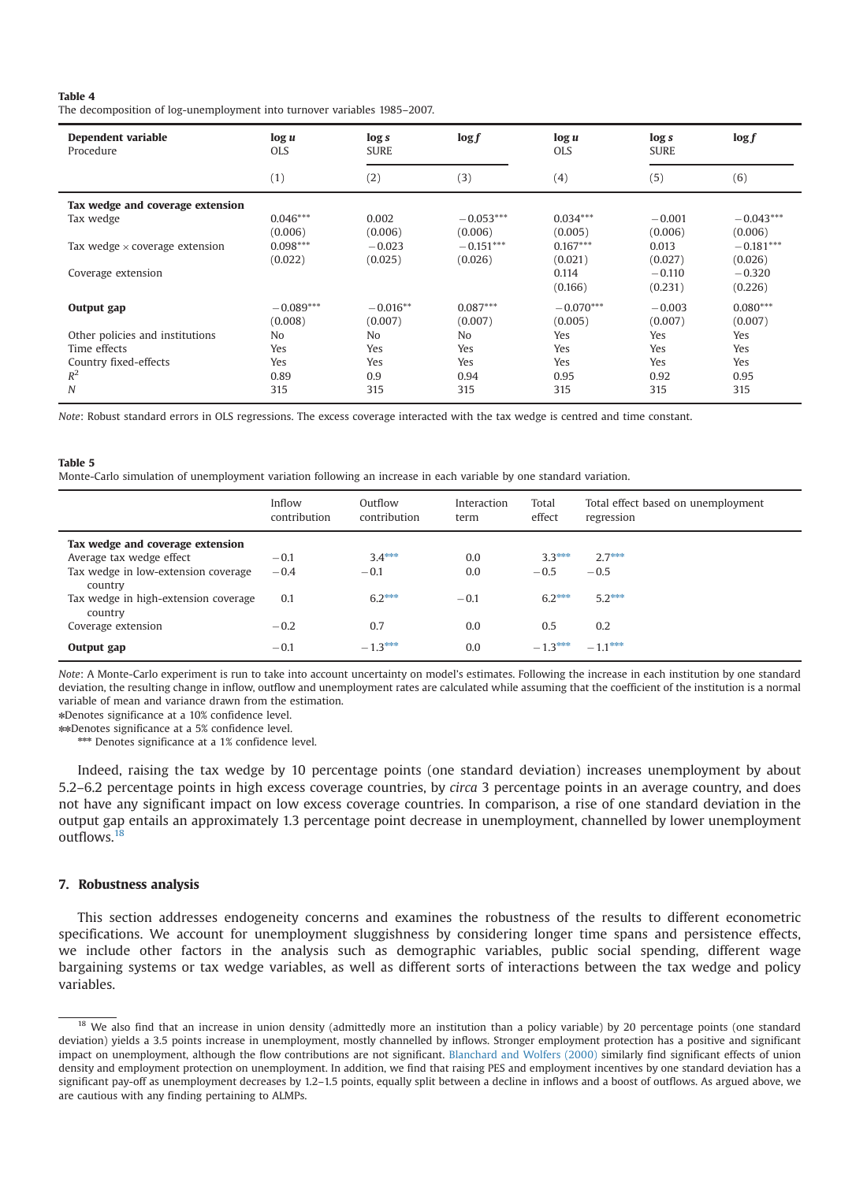**Table 4**
The decomposition of log-unemployment into turnover variables 1985–2007.

| Dependent variable | $\log u$ | $\log s$ | $\log f$ | $\log u$ | $\log s$ | $\log f$ |
|---|---|---|---|---|---|---|
| Procedure | OLS | SURE | | OLS | SURE | |
| | (1) | (2) | (3) | (4) | (5) | (6) |
| **Tax wedge and coverage extension** | | | | | | |
| Tax wedge | 0.046*** | 0.002 | −0.053*** | 0.034*** | −0.001 | −0.043*** |
| | (0.006) | (0.006) | (0.006) | (0.005) | (0.006) | (0.006) |
| Tax wedge × coverage extension | 0.098*** | −0.023 | −0.151*** | 0.167*** | 0.013 | −0.181*** |
| | (0.022) | (0.025) | (0.026) | (0.021) | (0.027) | (0.026) |
| Coverage extension | | | | 0.114 | −0.110 | −0.320 |
| | | | | (0.166) | (0.231) | (0.226) |
| **Output gap** | −0.089*** | −0.016** | 0.087*** | −0.070*** | −0.003 | 0.080*** |
| | (0.008) | (0.007) | (0.007) | (0.005) | (0.007) | (0.007) |
| Other policies and institutions | No | No | No | Yes | Yes | Yes |
| Time effects | Yes | Yes | Yes | Yes | Yes | Yes |
| Country fixed-effects | Yes | Yes | Yes | Yes | Yes | Yes |
| $R^2$ | 0.89 | 0.9 | 0.94 | 0.95 | 0.92 | 0.95 |
| $N$ | 315 | 315 | 315 | 315 | 315 | 315 |

*Note*: Robust standard errors in OLS regressions. The excess coverage interacted with the tax wedge is centred and time constant.

**Table 5**
Monte-Carlo simulation of unemployment variation following an increase in each variable by one standard variation.

| | Inflow contribution | Outflow contribution | Interaction term | Total effect | Total effect based on unemployment regression |
|---|---|---|---|---|---|
| **Tax wedge and coverage extension** | | | | | |
| Average tax wedge effect | −0.1 | 3.4*** | 0.0 | 3.3*** | 2.7*** |
| Tax wedge in low-extension coverage country | −0.4 | −0.1 | 0.0 | −0.5 | −0.5 |
| Tax wedge in high-extension coverage country | 0.1 | 6.2*** | −0.1 | 6.2*** | 5.2*** |
| Coverage extension | −0.2 | 0.7 | 0.0 | 0.5 | 0.2 |
| **Output gap** | −0.1 | −1.3*** | 0.0 | −1.3*** | −1.1*** |

*Note*: A Monte-Carlo experiment is run to take into account uncertainty on model's estimates. Following the increase in each institution by one standard deviation, the resulting change in inflow, outflow and unemployment rates are calculated while assuming that the coefficient of the institution is a normal variable of mean and variance drawn from the estimation.
*Denotes significance at a 10% confidence level.
**Denotes significance at a 5% confidence level.
*** Denotes significance at a 1% confidence level.

Indeed, raising the tax wedge by 10 percentage points (one standard deviation) increases unemployment by about 5.2–6.2 percentage points in high excess coverage countries, by *circa* 3 percentage points in an average country, and does not have any significant impact on low excess coverage countries. In comparison, a rise of one standard deviation in the output gap entails an approximately 1.3 percentage point decrease in unemployment, channelled by lower unemployment outflows.[18]

## 7. Robustness analysis

This section addresses endogeneity concerns and examines the robustness of the results to different econometric specifications. We account for unemployment sluggishness by considering longer time spans and persistence effects, we include other factors in the analysis such as demographic variables, public social spending, different wage bargaining systems or tax wedge variables, as well as different sorts of interactions between the tax wedge and policy variables.

[18] We also find that an increase in union density (admittedly more an institution than a policy variable) by 20 percentage points (one standard deviation) yields a 3.5 points increase in unemployment, mostly channelled by inflows. Stronger employment protection has a positive and significant impact on unemployment, although the flow contributions are not significant. Blanchard and Wolfers (2000) similarly find significant effects of union density and employment protection on unemployment. In addition, we find that raising PES and employment incentives by one standard deviation has a significant pay-off as unemployment decreases by 1.2–1.5 points, equally split between a decline in inflows and a boost of outflows. As argued above, we are cautious with any finding pertaining to ALMPs.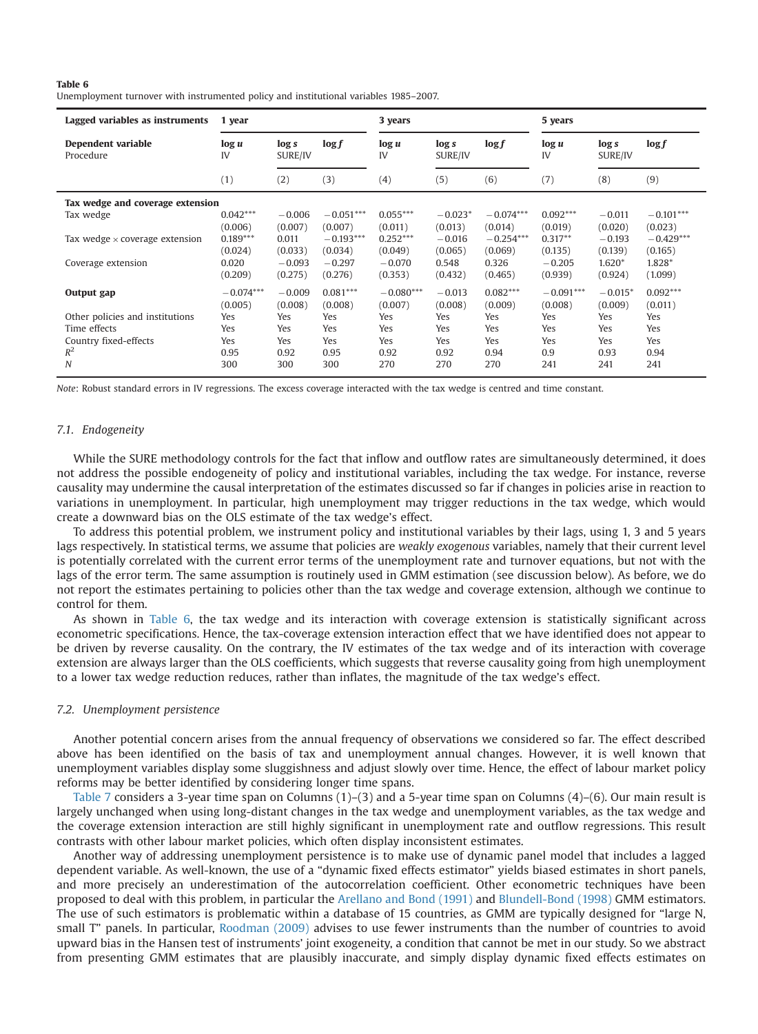**Table 6**
Unemployment turnover with instrumented policy and institutional variables 1985–2007.

| Lagged variables as instruments | 1 year | | | 3 years | | | 5 years | | |
|---|---|---|---|---|---|---|---|---|---|
| **Dependent variable** Procedure | **log *u*** IV | **log *s*** SURE/IV | **log *f*** | **log *u*** IV | **log *s*** SURE/IV | **log *f*** | **log *u*** IV | **log *s*** SURE/IV | **log *f*** |
| | (1) | (2) | (3) | (4) | (5) | (6) | (7) | (8) | (9) |
| **Tax wedge and coverage extension** | | | | | | | | | |
| Tax wedge | 0.042*** | −0.006 | −0.051*** | 0.055*** | −0.023* | −0.074*** | 0.092*** | −0.011 | −0.101*** |
| | (0.006) | (0.007) | (0.007) | (0.011) | (0.013) | (0.014) | (0.019) | (0.020) | (0.023) |
| Tax wedge × coverage extension | 0.189*** | 0.011 | −0.193*** | 0.252*** | −0.016 | −0.254*** | 0.317** | −0.193 | −0.429*** |
| | (0.024) | (0.033) | (0.034) | (0.049) | (0.065) | (0.069) | (0.135) | (0.139) | (0.165) |
| Coverage extension | 0.020 | −0.093 | −0.297 | −0.070 | 0.548 | 0.326 | −0.205 | 1.620* | 1.828* |
| | (0.209) | (0.275) | (0.276) | (0.353) | (0.432) | (0.465) | (0.939) | (0.924) | (1.099) |
| **Output gap** | −0.074*** | −0.009 | 0.081*** | −0.080*** | −0.013 | 0.082*** | −0.091*** | −0.015* | 0.092*** |
| | (0.005) | (0.008) | (0.008) | (0.007) | (0.008) | (0.009) | (0.008) | (0.009) | (0.011) |
| Other policies and institutions | Yes | Yes | Yes | Yes | Yes | Yes | Yes | Yes | Yes |
| Time effects | Yes | Yes | Yes | Yes | Yes | Yes | Yes | Yes | Yes |
| Country fixed-effects | Yes | Yes | Yes | Yes | Yes | Yes | Yes | Yes | Yes |
| $R^2$ | 0.95 | 0.92 | 0.95 | 0.92 | 0.92 | 0.94 | 0.9 | 0.93 | 0.94 |
| $N$ | 300 | 300 | 300 | 270 | 270 | 270 | 241 | 241 | 241 |

*Note*: Robust standard errors in IV regressions. The excess coverage interacted with the tax wedge is centred and time constant.

### 7.1. Endogeneity

While the SURE methodology controls for the fact that inflow and outflow rates are simultaneously determined, it does not address the possible endogeneity of policy and institutional variables, including the tax wedge. For instance, reverse causality may undermine the causal interpretation of the estimates discussed so far if changes in policies arise in reaction to variations in unemployment. In particular, high unemployment may trigger reductions in the tax wedge, which would create a downward bias on the OLS estimate of the tax wedge's effect.

To address this potential problem, we instrument policy and institutional variables by their lags, using 1, 3 and 5 years lags respectively. In statistical terms, we assume that policies are *weakly exogenous* variables, namely that their current level is potentially correlated with the current error terms of the unemployment rate and turnover equations, but not with the lags of the error term. The same assumption is routinely used in GMM estimation (see discussion below). As before, we do not report the estimates pertaining to policies other than the tax wedge and coverage extension, although we continue to control for them.

As shown in Table 6, the tax wedge and its interaction with coverage extension is statistically significant across econometric specifications. Hence, the tax-coverage extension interaction effect that we have identified does not appear to be driven by reverse causality. On the contrary, the IV estimates of the tax wedge and of its interaction with coverage extension are always larger than the OLS coefficients, which suggests that reverse causality going from high unemployment to a lower tax wedge reduction reduces, rather than inflates, the magnitude of the tax wedge's effect.

### 7.2. Unemployment persistence

Another potential concern arises from the annual frequency of observations we considered so far. The effect described above has been identified on the basis of tax and unemployment annual changes. However, it is well known that unemployment variables display some sluggishness and adjust slowly over time. Hence, the effect of labour market policy reforms may be better identified by considering longer time spans.

Table 7 considers a 3-year time span on Columns (1)–(3) and a 5-year time span on Columns (4)–(6). Our main result is largely unchanged when using long-distant changes in the tax wedge and unemployment variables, as the tax wedge and the coverage extension interaction are still highly significant in unemployment rate and outflow regressions. This result contrasts with other labour market policies, which often display inconsistent estimates.

Another way of addressing unemployment persistence is to make use of dynamic panel model that includes a lagged dependent variable. As well-known, the use of a "dynamic fixed effects estimator" yields biased estimates in short panels, and more precisely an underestimation of the autocorrelation coefficient. Other econometric techniques have been proposed to deal with this problem, in particular the Arellano and Bond (1991) and Blundell-Bond (1998) GMM estimators. The use of such estimators is problematic within a database of 15 countries, as GMM are typically designed for "large N, small T" panels. In particular, Roodman (2009) advises to use fewer instruments than the number of countries to avoid upward bias in the Hansen test of instruments' joint exogeneity, a condition that cannot be met in our study. So we abstract from presenting GMM estimates that are plausibly inaccurate, and simply display dynamic fixed effects estimates on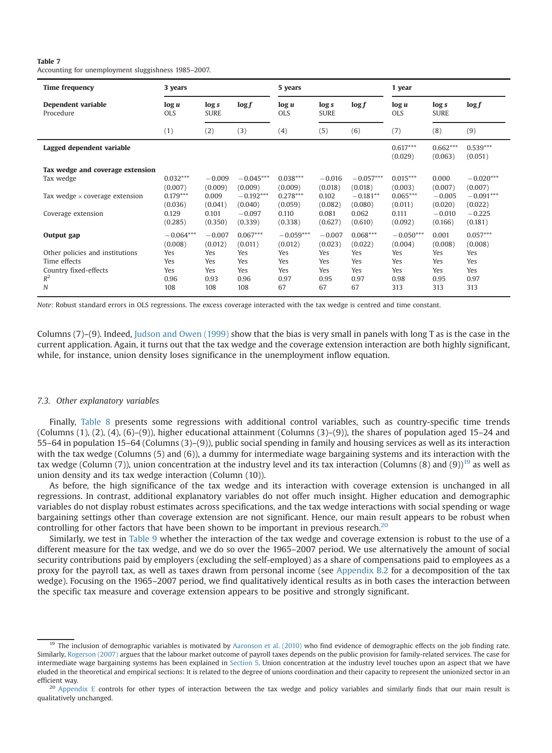**Table 7**
Accounting for unemployment sluggishness 1985–2007.

| Time frequency | 3 years | | | 5 years | | | 1 year | | |
|---|---|---|---|---|---|---|---|---|---|
| **Dependent variable** | **log *u*** | **log *s*** | **log *f*** | **log *u*** | **log *s*** | **log *f*** | **log *u*** | **log *s*** | **log *f*** |
| Procedure | OLS | SURE | | OLS | SURE | | OLS | SURE | |
| | (1) | (2) | (3) | (4) | (5) | (6) | (7) | (8) | (9) |
| **Lagged dependent variable** | | | | | | | 0.617*** | 0.662*** | 0.539*** |
| | | | | | | | (0.029) | (0.063) | (0.051) |
| **Tax wedge and coverage extension** | | | | | | | | | |
| Tax wedge | 0.032*** | −0.009 | −0.045*** | 0.038*** | −0.016 | −0.057*** | 0.015*** | 0.000 | −0.020*** |
| | (0.007) | (0.009) | (0.009) | (0.009) | (0.018) | (0.018) | (0.003) | (0.007) | (0.007) |
| Tax wedge × coverage extension | 0.179*** | 0.009 | −0.192*** | 0.278*** | 0.102 | −0.181** | 0.065*** | −0.005 | −0.091*** |
| | (0.036) | (0.041) | (0.040) | (0.059) | (0.082) | (0.080) | (0.011) | (0.020) | (0.022) |
| Coverage extension | 0.129 | 0.101 | −0.097 | 0.110 | 0.081 | 0.062 | 0.111 | −0.010 | −0.225 |
| | (0.285) | (0.350) | (0.339) | (0.338) | (0.627) | (0.610) | (0.092) | (0.166) | (0.181) |
| **Output gap** | −0.064*** | −0.007 | 0.067*** | −0.059*** | −0.007 | 0.068*** | −0.050*** | 0.001 | 0.057*** |
| | (0.008) | (0.012) | (0.011) | (0.012) | (0.023) | (0.022) | (0.004) | (0.008) | (0.008) |
| Other policies and institutions | Yes | Yes | Yes | Yes | Yes | Yes | Yes | Yes | Yes |
| Time effects | Yes | Yes | Yes | Yes | Yes | Yes | Yes | Yes | Yes |
| Country fixed-effects | Yes | Yes | Yes | Yes | Yes | Yes | Yes | Yes | Yes |
| $R^2$ | 0.96 | 0.93 | 0.96 | 0.97 | 0.95 | 0.97 | 0.98 | 0.95 | 0.97 |
| $N$ | 108 | 108 | 108 | 67 | 67 | 67 | 313 | 313 | 313 |

*Note*: Robust standard errors in OLS regressions. The excess coverage interacted with the tax wedge is centred and time constant.

Columns (7)–(9). Indeed, Judson and Owen (1999) show that the bias is very small in panels with long T as is the case in the current application. Again, it turns out that the tax wedge and the coverage extension interaction are both highly significant, while, for instance, union density loses significance in the unemployment inflow equation.

### 7.3. *Other explanatory variables*

Finally, Table 8 presents some regressions with additional control variables, such as country-specific time trends (Columns (1), (2), (4), (6)–(9)), higher educational attainment (Columns (3)–(9)), the shares of population aged 15–24 and 55–64 in population 15–64 (Columns (3)–(9)), public social spending in family and housing services as well as its interaction with the tax wedge (Columns (5) and (6)), a dummy for intermediate wage bargaining systems and its interaction with the tax wedge (Column (7)), union concentration at the industry level and its tax interaction (Columns (8) and (9))[19] as well as union density and its tax wedge interaction (Column (10)).

As before, the high significance of the tax wedge and its interaction with coverage extension is unchanged in all regressions. In contrast, additional explanatory variables do not offer much insight. Higher education and demographic variables do not display robust estimates across specifications, and the tax wedge interactions with social spending or wage bargaining settings other than coverage extension are not significant. Hence, our main result appears to be robust when controlling for other factors that have been shown to be important in previous research.[20]

Similarly, we test in Table 9 whether the interaction of the tax wedge and coverage extension is robust to the use of a different measure for the tax wedge, and we do so over the 1965–2007 period. We use alternatively the amount of social security contributions paid by employers (excluding the self-employed) as a share of compensations paid to employees as a proxy for the payroll tax, as well as taxes drawn from personal income (see Appendix B.2 for a decomposition of the tax wedge). Focusing on the 1965–2007 period, we find qualitatively identical results as in both cases the interaction between the specific tax measure and coverage extension appears to be positive and strongly significant.

[19] The inclusion of demographic variables is motivated by Aaronson et al. (2010) who find evidence of demographic effects on the job finding rate. Similarly, Rogerson (2007) argues that the labour market outcome of payroll taxes depends on the public provision for family-related services. The case for intermediate wage bargaining systems has been explained in Section 5. Union concentration at the industry level touches upon an aspect that we have eluded in the theoretical and empirical sections: It is related to the degree of unions coordination and their capacity to represent the unionized sector in an efficient way.

[20] Appendix E controls for other types of interaction between the tax wedge and policy variables and similarly finds that our main result is qualitatively unchanged.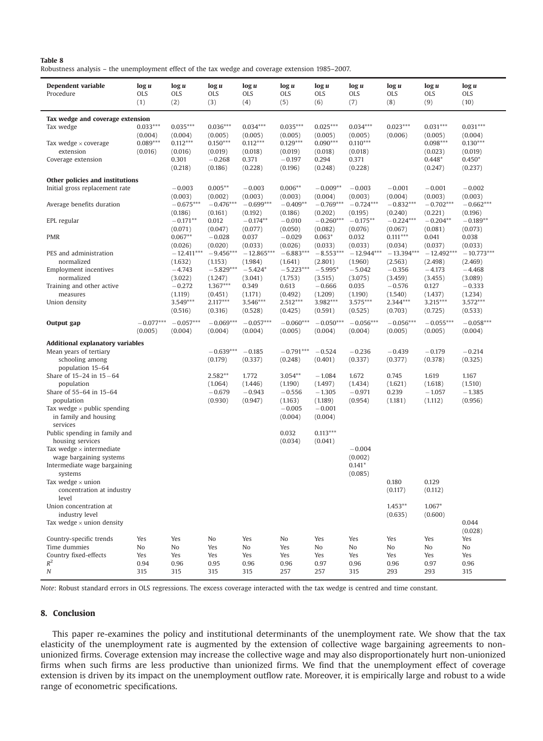**Table 8**
Robustness analysis – the unemployment effect of the tax wedge and coverage extension 1985–2007.

| Dependent variable | log *u* | log *u* | log *u* | log *u* | log *u* | log *u* | log *u* | log *u* | log *u* | log *u* |
|---|---|---|---|---|---|---|---|---|---|---|
| Procedure | OLS | OLS | OLS | OLS | OLS | OLS | OLS | OLS | OLS | OLS |
| | (1) | (2) | (3) | (4) | (5) | (6) | (7) | (8) | (9) | (10) |
| **Tax wedge and coverage extension** | | | | | | | | | | |
| Tax wedge | 0.033*** | 0.035*** | 0.036*** | 0.034*** | 0.035*** | 0.025*** | 0.034*** | 0.023*** | 0.031*** | 0.031*** |
| | (0.004) | (0.004) | (0.005) | (0.005) | (0.005) | (0.005) | (0.005) | (0.006) | (0.005) | (0.004) |
| Tax wedge × coverage extension | 0.089*** | 0.112*** | 0.150*** | 0.112*** | 0.129*** | 0.090*** | 0.110*** | | 0.098*** | 0.130*** |
| | (0.016) | (0.016) | (0.019) | (0.018) | (0.019) | (0.018) | (0.018) | | (0.023) | (0.019) |
| Coverage extension | | 0.301 | −0.268 | 0.371 | −0.197 | 0.294 | 0.371 | | 0.448* | 0.450* |
| | | (0.218) | (0.186) | (0.228) | (0.196) | (0.248) | (0.228) | | (0.247) | (0.237) |
| **Other policies and institutions** | | | | | | | | | | |
| Initial gross replacement rate | | −0.003 | 0.005** | −0.003 | 0.006** | −0.009** | −0.003 | −0.001 | −0.001 | −0.002 |
| | | (0.003) | (0.002) | (0.003) | (0.003) | (0.004) | (0.003) | (0.004) | (0.003) | (0.003) |
| Average benefits duration | | −0.675*** | −0.476*** | −0.699*** | −0.409** | −0.769*** | −0.724*** | −0.832*** | −0.702*** | −0.662*** |
| | | (0.186) | (0.161) | (0.192) | (0.186) | (0.202) | (0.195) | (0.240) | (0.221) | (0.196) |
| EPL regular | | −0.171** | 0.012 | −0.174** | −0.010 | −0.260*** | −0.175** | −0.224*** | −0.204** | −0.189** |
| | | (0.071) | (0.047) | (0.077) | (0.050) | (0.082) | (0.076) | (0.067) | (0.081) | (0.073) |
| PMR | | 0.067** | −0.028 | 0.037 | −0.029 | 0.063* | 0.032 | 0.111*** | 0.041 | 0.038 |
| | | (0.026) | (0.020) | (0.033) | (0.026) | (0.033) | (0.033) | (0.034) | (0.037) | (0.033) |
| PES and administration normalized | | −12.411*** | −9.456*** | −12.865*** | −6.883*** | −8.553*** | −12.944*** | −13.394*** | −12.492*** | −10.773*** |
| | | (1.632) | (1.153) | (1.984) | (1.641) | (2.801) | (1.960) | (2.563) | (2.498) | (2.469) |
| Employment incentives normalized | | −4.743 | −5.829*** | −5.424* | −5.223*** | −5.995* | −5.042 | −0.356 | −4.173 | −4.468 |
| | | (3.022) | (1.247) | (3.041) | (1.753) | (3.515) | (3.075) | (3.459) | (3.455) | (3.089) |
| Training and other active measures | | −0.272 | 1.367*** | 0.349 | 0.613 | −0.666 | 0.035 | −0.576 | 0.127 | −0.333 |
| | | (1.119) | (0.451) | (1.171) | (0.492) | (1.209) | (1.190) | (1.540) | (1.437) | (1.234) |
| Union density | | 3.549*** | 2.117*** | 3.546*** | 2.512*** | 3.982*** | 3.575*** | 2.344*** | 3.215*** | 3.572*** |
| | | (0.516) | (0.316) | (0.528) | (0.425) | (0.591) | (0.525) | (0.703) | (0.725) | (0.533) |
| **Output gap** | −0.077*** | −0.057*** | −0.069*** | −0.057*** | −0.060*** | −0.050*** | −0.056*** | −0.056*** | −0.055*** | −0.058*** |
| | (0.005) | (0.004) | (0.004) | (0.004) | (0.005) | (0.004) | (0.004) | (0.005) | (0.005) | (0.004) |
| **Additional explanatory variables** | | | | | | | | | | |
| Mean years of tertiary schooling among population 15–64 | | | −0.639*** | −0.185 | −0.791*** | −0.524 | −0.236 | −0.439 | −0.179 | −0.214 |
| | | | (0.179) | (0.337) | (0.248) | (0.401) | (0.337) | (0.377) | (0.378) | (0.325) |
| Share of 15–24 in 15−64 population | | | 2.582** | 1.772 | 3.054** | −1.084 | 1.672 | 0.745 | 1.619 | 1.167 |
| | | | (1.064) | (1.446) | (1.190) | (1.497) | (1.434) | (1.621) | (1.618) | (1.510) |
| Share of 55–64 in 15–64 population | | | −0.679 | −0.943 | −0.556 | −1.305 | −0.971 | 0.239 | −1.057 | −1.385 |
| | | | (0.930) | (0.947) | (1.163) | (1.189) | (0.954) | (1.181) | (1.112) | (0.956) |
| Tax wedge × public spending in family and housing services | | | | | −0.005 | −0.001 | | | | |
| | | | | | (0.004) | (0.004) | | | | |
| Public spending in family and housing services | | | | | 0.032 | 0.113*** | | | | |
| | | | | | (0.034) | (0.041) | | | | |
| Tax wedge × intermediate wage bargaining systems | | | | | | | −0.004 | | | |
| | | | | | | | (0.002) | | | |
| Intermediate wage bargaining systems | | | | | | | 0.141* | | | |
| | | | | | | | (0.085) | | | |
| Tax wedge × union concentration at industry level | | | | | | | | 0.180 | 0.129 | |
| | | | | | | | | (0.117) | (0.112) | |
| Union concentration at industry level | | | | | | | | 1.453** | 1.067* | |
| | | | | | | | | (0.635) | (0.600) | |
| Tax wedge × union density | | | | | | | | | | 0.044 |
| | | | | | | | | | | (0.028) |
| Country-specific trends | Yes | Yes | No | Yes | No | Yes | Yes | Yes | Yes | Yes |
| Time dummies | No | No | Yes | No | Yes | No | No | No | No | No |
| Country fixed-effects | Yes | Yes | Yes | Yes | Yes | Yes | Yes | Yes | Yes | Yes |
| $R^2$ | 0.94 | 0.96 | 0.95 | 0.96 | 0.96 | 0.97 | 0.96 | 0.96 | 0.97 | 0.96 |
| $N$ | 315 | 315 | 315 | 315 | 257 | 257 | 315 | 293 | 293 | 315 |

*Note*: Robust standard errors in OLS regressions. The excess coverage interacted with the tax wedge is centred and time constant.

## 8. Conclusion

This paper re-examines the policy and institutional determinants of the unemployment rate. We show that the tax elasticity of the unemployment rate is augmented by the extension of collective wage bargaining agreements to non-unionized firms. Coverage extension may increase the collective wage and may also disproportionately hurt non-unionized firms when such firms are less productive than unionized firms. We find that the unemployment effect of coverage extension is driven by its impact on the unemployment outflow rate. Moreover, it is empirically large and robust to a wide range of econometric specifications.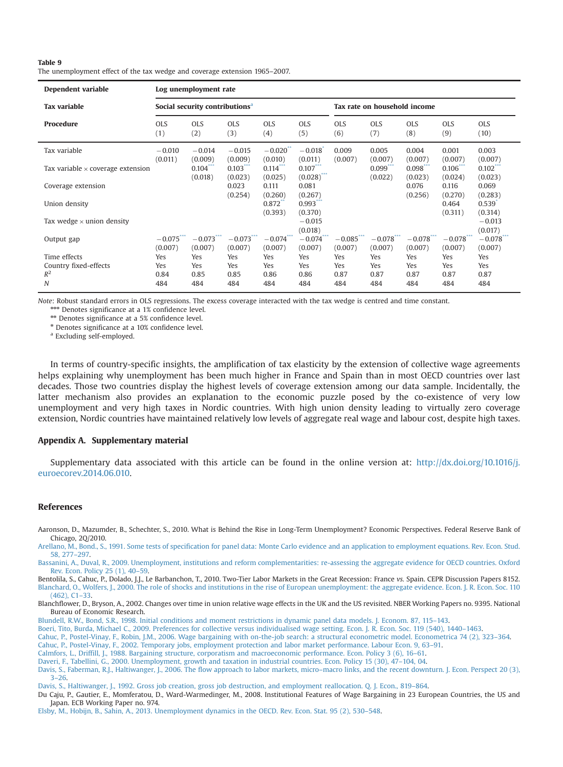**Table 9**
The unemployment effect of the tax wedge and coverage extension 1965–2007.

| Dependent variable | Log unemployment rate | | | | | | | | | |
|---|---|---|---|---|---|---|---|---|---|---|
| Tax variable | Social security contributions[a] | | | | | Tax rate on household income | | | | |
| Procedure | OLS (1) | OLS (2) | OLS (3) | OLS (4) | OLS (5) | OLS (6) | OLS (7) | OLS (8) | OLS (9) | OLS (10) |
| Tax variable | −0.010 (0.011) | −0.014 (0.009) | −0.015 (0.009) | −0.020** (0.010) | −0.018* (0.011) | 0.009 (0.007) | 0.005 (0.007) | 0.004 (0.007) | 0.001 (0.007) | 0.003 (0.007) |
| Tax variable × coverage extension | | 0.104*** (0.018) | 0.103*** (0.023) | 0.114*** (0.025) | 0.107*** (0.028)*** | | 0.099*** (0.022) | 0.098*** (0.023) | 0.106*** (0.024) | 0.102*** (0.023) |
| Coverage extension | | | 0.023 (0.254) | 0.111 (0.260) | 0.081 (0.267) | | | 0.076 (0.256) | 0.116 (0.270) | 0.069 (0.283) |
| Union density | | | | 0.872** (0.393) | 0.993*** (0.370) | | | | 0.464 (0.311) | 0.539* (0.314) |
| Tax wedge × union density | | | | | −0.015 (0.018) | | | | | −0.013 (0.017) |
| Output gap | −0.075*** (0.007) | −0.073*** (0.007) | −0.073*** (0.007) | −0.074*** (0.007) | −0.074*** (0.007) | −0.085*** (0.007) | −0.078*** (0.007) | −0.078*** (0.007) | −0.078*** (0.007) | −0.078*** (0.007) |
| Time effects | Yes | Yes | Yes | Yes | Yes | Yes | Yes | Yes | Yes | Yes |
| Country fixed-effects | Yes | Yes | Yes | Yes | Yes | Yes | Yes | Yes | Yes | Yes |
| $R^2$ | 0.84 | 0.85 | 0.85 | 0.86 | 0.86 | 0.87 | 0.87 | 0.87 | 0.87 | 0.87 |
| N | 484 | 484 | 484 | 484 | 484 | 484 | 484 | 484 | 484 | 484 |

*Note*: Robust standard errors in OLS regressions. The excess coverage interacted with the tax wedge is centred and time constant.
*** Denotes significance at a 1% confidence level.
** Denotes significance at a 5% confidence level.
* Denotes significance at a 10% confidence level.
[a] Excluding self-employed.

In terms of country-specific insights, the amplification of tax elasticity by the extension of collective wage agreements helps explaining why unemployment has been much higher in France and Spain than in most OECD countries over last decades. Those two countries display the highest levels of coverage extension among our data sample. Incidentally, the latter mechanism also provides an explanation to the economic puzzle posed by the co-existence of very low unemployment and very high taxes in Nordic countries. With high union density leading to virtually zero coverage extension, Nordic countries have maintained relatively low levels of aggregate real wage and labour cost, despite high taxes.

## Appendix A. Supplementary material

Supplementary data associated with this article can be found in the online version at: http://dx.doi.org/10.1016/j.euroecorev.2014.06.010.

## References

Aaronson, D., Mazumder, B., Schechter, S., 2010. What is Behind the Rise in Long-Term Unemployment? Economic Perspectives. Federal Reserve Bank of Chicago, 2Q/2010.

Arellano, M., Bond, S., 1991. Some tests of specification for panel data: Monte Carlo evidence and an application to employment equations. Rev. Econ. Stud. 58, 277–297.

Bassanini, A., Duval, R., 2009. Unemployment, institutions and reform complementarities: re-assessing the aggregate evidence for OECD countries. Oxford Rev. Econ. Policy 25 (1), 40–59.

Bentolila, S., Cahuc, P., Dolado, J.J., Le Barbanchon, T., 2010. Two-Tier Labor Markets in the Great Recession: France *vs.* Spain. CEPR Discussion Papers 8152.

Blanchard, O., Wolfers, J., 2000. The role of shocks and institutions in the rise of European unemployment: the aggregate evidence. Econ. J. R. Econ. Soc. 110 (462), C1–33.

Blanchflower, D., Bryson, A., 2002. Changes over time in union relative wage effects in the UK and the US revisited. NBER Working Papers no. 9395. National Bureau of Economic Research.

Blundell, R.W., Bond, S.R., 1998. Initial conditions and moment restrictions in dynamic panel data models. J. Econom. 87, 115–143.

Boeri, Tito, Burda, Michael C., 2009. Preferences for collective versus individualised wage setting. Econ. J. R. Econ. Soc. 119 (540), 1440–1463.

Cahuc, P., Postel-Vinay, F., Robin, J.M., 2006. Wage bargaining with on-the-job search: a structural econometric model. Econometrica 74 (2), 323–364.

Cahuc, P., Postel-Vinay, F., 2002. Temporary jobs, employment protection and labor market performance. Labour Econ. 9, 63–91.

Calmfors, L., Driffill, J., 1988. Bargaining structure, corporatism and macroeconomic performance. Econ. Policy 3 (6), 16–61.

Daveri, F., Tabellini, G., 2000. Unemployment, growth and taxation in industrial countries. Econ. Policy 15 (30), 47–104, 04.

Davis, S., Faberman, R.J., Haltiwanger, J., 2006. The flow approach to labor markets, micro–macro links, and the recent downturn. J. Econ. Perspect 20 (3), 3–26.

Davis, S., Haltiwanger, J., 1992. Gross job creation, gross job destruction, and employment reallocation. Q. J. Econ., 819–864.

Du Caju, P., Gautier, E., Momferatou, D., Ward-Warmedinger, M., 2008. Institutional Features of Wage Bargaining in 23 European Countries, the US and Japan. ECB Working Paper no. 974.

Elsby, M., Hobijn, B., Sahin, A., 2013. Unemployment dynamics in the OECD. Rev. Econ. Stat. 95 (2), 530–548.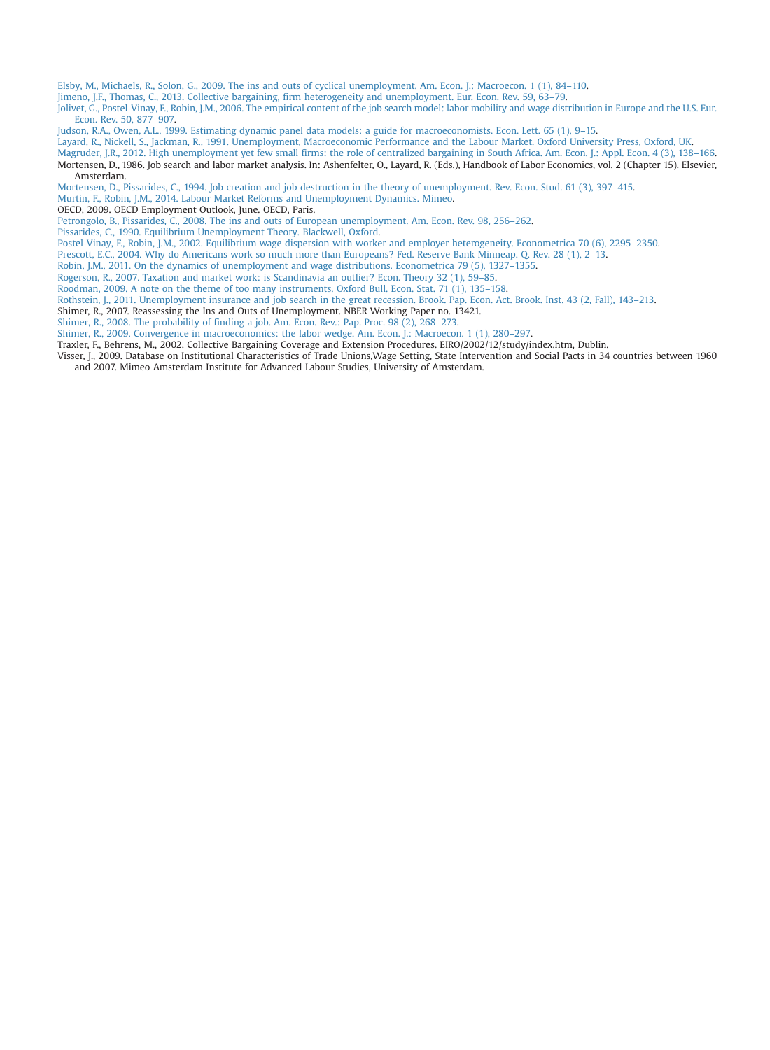Elsby, M., Michaels, R., Solon, G., 2009. The ins and outs of cyclical unemployment. Am. Econ. J.: Macroecon. 1 (1), 84–110.

Jimeno, J.F., Thomas, C., 2013. Collective bargaining, firm heterogeneity and unemployment. Eur. Econ. Rev. 59, 63–79.

Jolivet, G., Postel-Vinay, F., Robin, J.M., 2006. The empirical content of the job search model: labor mobility and wage distribution in Europe and the U.S. Eur. Econ. Rev. 50, 877–907.

Judson, R.A., Owen, A.L., 1999. Estimating dynamic panel data models: a guide for macroeconomists. Econ. Lett. 65 (1), 9–15.

Layard, R., Nickell, S., Jackman, R., 1991. Unemployment, Macroeconomic Performance and the Labour Market. Oxford University Press, Oxford, UK.

Magruder, J.R., 2012. High unemployment yet few small firms: the role of centralized bargaining in South Africa. Am. Econ. J.: Appl. Econ. 4 (3), 138–166.

Mortensen, D., 1986. Job search and labor market analysis. In: Ashenfelter, O., Layard, R. (Eds.), Handbook of Labor Economics, vol. 2 (Chapter 15). Elsevier, Amsterdam.

Mortensen, D., Pissarides, C., 1994. Job creation and job destruction in the theory of unemployment. Rev. Econ. Stud. 61 (3), 397–415.

Murtin, F., Robin, J.M., 2014. Labour Market Reforms and Unemployment Dynamics. Mimeo.

OECD, 2009. OECD Employment Outlook, June. OECD, Paris.

Petrongolo, B., Pissarides, C., 2008. The ins and outs of European unemployment. Am. Econ. Rev. 98, 256–262.

Pissarides, C., 1990. Equilibrium Unemployment Theory. Blackwell, Oxford.

Postel-Vinay, F., Robin, J.M., 2002. Equilibrium wage dispersion with worker and employer heterogeneity. Econometrica 70 (6), 2295–2350.

Prescott, E.C., 2004. Why do Americans work so much more than Europeans? Fed. Reserve Bank Minneap. Q. Rev. 28 (1), 2–13.

Robin, J.M., 2011. On the dynamics of unemployment and wage distributions. Econometrica 79 (5), 1327–1355.

Rogerson, R., 2007. Taxation and market work: is Scandinavia an outlier? Econ. Theory 32 (1), 59–85.

Roodman, 2009. A note on the theme of too many instruments. Oxford Bull. Econ. Stat. 71 (1), 135–158.

Rothstein, J., 2011. Unemployment insurance and job search in the great recession. Brook. Pap. Econ. Act. Brook. Inst. 43 (2, Fall), 143–213.

Shimer, R., 2007. Reassessing the Ins and Outs of Unemployment. NBER Working Paper no. 13421.

Shimer, R., 2008. The probability of finding a job. Am. Econ. Rev.: Pap. Proc. 98 (2), 268–273.

Shimer, R., 2009. Convergence in macroeconomics: the labor wedge. Am. Econ. J.: Macroecon. 1 (1), 280–297.

Traxler, F., Behrens, M., 2002. Collective Bargaining Coverage and Extension Procedures. EIRO/2002/12/study/index.htm, Dublin.

Visser, J., 2009. Database on Institutional Characteristics of Trade Unions,Wage Setting, State Intervention and Social Pacts in 34 countries between 1960 and 2007. Mimeo Amsterdam Institute for Advanced Labour Studies, University of Amsterdam.